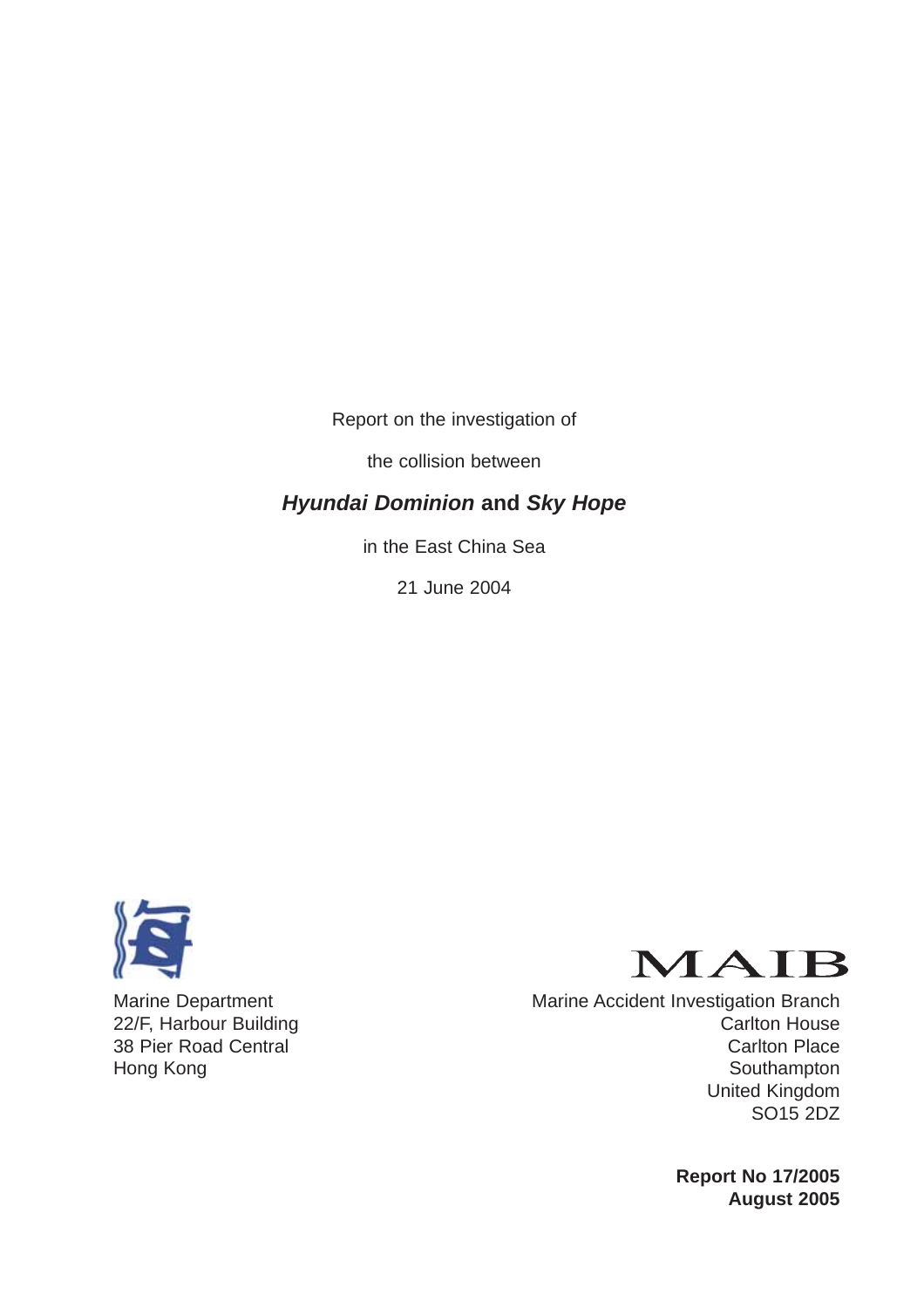Report on the investigation of

the collision between

***Hyundai Dominion* and *Sky Hope***

in the East China Sea

21 June 2004

Marine Department
22/F, Harbour Building
38 Pier Road Central
Hong Kong

MAIB

Marine Accident Investigation Branch
Carlton House
Carlton Place
Southampton
United Kingdom
SO15 2DZ

**Report No 17/2005**
**August 2005**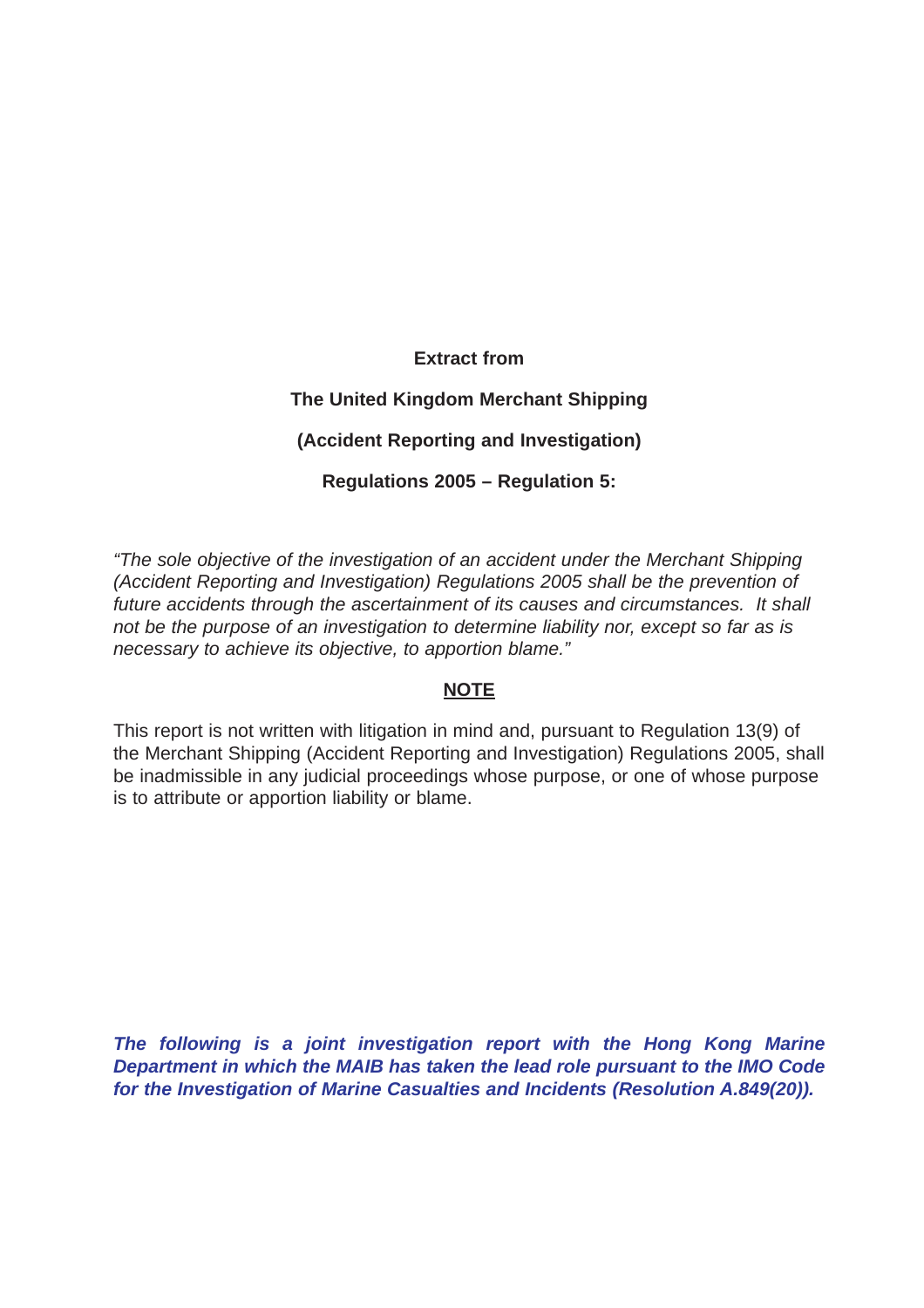**Extract from**

**The United Kingdom Merchant Shipping**

**(Accident Reporting and Investigation)**

**Regulations 2005 – Regulation 5:**

*"The sole objective of the investigation of an accident under the Merchant Shipping (Accident Reporting and Investigation) Regulations 2005 shall be the prevention of future accidents through the ascertainment of its causes and circumstances. It shall not be the purpose of an investigation to determine liability nor, except so far as is necessary to achieve its objective, to apportion blame."*

**NOTE**

This report is not written with litigation in mind and, pursuant to Regulation 13(9) of the Merchant Shipping (Accident Reporting and Investigation) Regulations 2005, shall be inadmissible in any judicial proceedings whose purpose, or one of whose purpose is to attribute or apportion liability or blame.

***The following is a joint investigation report with the Hong Kong Marine Department in which the MAIB has taken the lead role pursuant to the IMO Code for the Investigation of Marine Casualties and Incidents (Resolution A.849(20)).***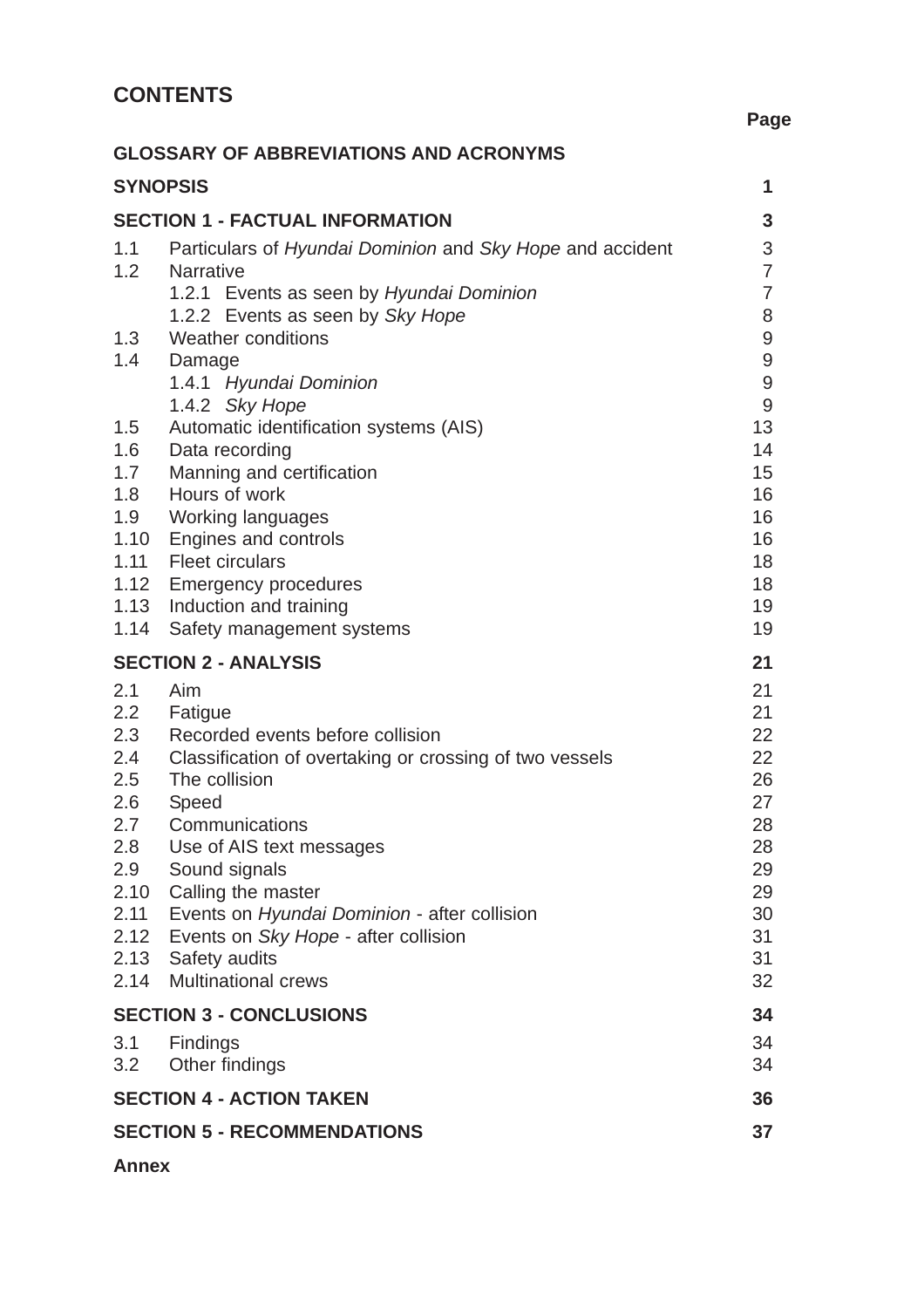## CONTENTS

| | | Page |
|---|---|---|
| **GLOSSARY OF ABBREVIATIONS AND ACRONYMS** | | |
| **SYNOPSIS** | | **1** |
| **SECTION 1 - FACTUAL INFORMATION** | | **3** |
| 1.1 | Particulars of *Hyundai Dominion* and *Sky Hope* and accident | 3 |
| 1.2 | Narrative | 7 |
| | 1.2.1 Events as seen by *Hyundai Dominion* | 7 |
| | 1.2.2 Events as seen by *Sky Hope* | 8 |
| 1.3 | Weather conditions | 9 |
| 1.4 | Damage | 9 |
| | 1.4.1 *Hyundai Dominion* | 9 |
| | 1.4.2 *Sky Hope* | 9 |
| 1.5 | Automatic identification systems (AIS) | 13 |
| 1.6 | Data recording | 14 |
| 1.7 | Manning and certification | 15 |
| 1.8 | Hours of work | 16 |
| 1.9 | Working languages | 16 |
| 1.10 | Engines and controls | 16 |
| 1.11 | Fleet circulars | 18 |
| 1.12 | Emergency procedures | 18 |
| 1.13 | Induction and training | 19 |
| 1.14 | Safety management systems | 19 |
| **SECTION 2 - ANALYSIS** | | **21** |
| 2.1 | Aim | 21 |
| 2.2 | Fatigue | 21 |
| 2.3 | Recorded events before collision | 22 |
| 2.4 | Classification of overtaking or crossing of two vessels | 22 |
| 2.5 | The collision | 26 |
| 2.6 | Speed | 27 |
| 2.7 | Communications | 28 |
| 2.8 | Use of AIS text messages | 28 |
| 2.9 | Sound signals | 29 |
| 2.10 | Calling the master | 29 |
| 2.11 | Events on *Hyundai Dominion* - after collision | 30 |
| 2.12 | Events on *Sky Hope* - after collision | 31 |
| 2.13 | Safety audits | 31 |
| 2.14 | Multinational crews | 32 |
| **SECTION 3 - CONCLUSIONS** | | **34** |
| 3.1 | Findings | 34 |
| 3.2 | Other findings | 34 |
| **SECTION 4 - ACTION TAKEN** | | **36** |
| **SECTION 5 - RECOMMENDATIONS** | | **37** |
| **Annex** | | |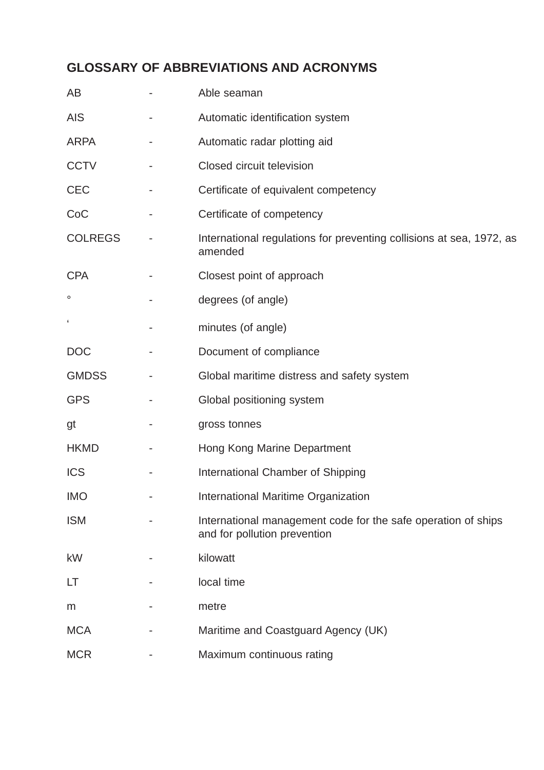## GLOSSARY OF ABBREVIATIONS AND ACRONYMS

| | | |
|---|---|---|
| AB | - | Able seaman |
| AIS | - | Automatic identification system |
| ARPA | - | Automatic radar plotting aid |
| CCTV | - | Closed circuit television |
| CEC | - | Certificate of equivalent competency |
| CoC | - | Certificate of competency |
| COLREGS | - | International regulations for preventing collisions at sea, 1972, as amended |
| CPA | - | Closest point of approach |
| ° | - | degrees (of angle) |
| ‘ | - | minutes (of angle) |
| DOC | - | Document of compliance |
| GMDSS | - | Global maritime distress and safety system |
| GPS | - | Global positioning system |
| gt | - | gross tonnes |
| HKMD | - | Hong Kong Marine Department |
| ICS | - | International Chamber of Shipping |
| IMO | - | International Maritime Organization |
| ISM | - | International management code for the safe operation of ships and for pollution prevention |
| kW | - | kilowatt |
| LT | - | local time |
| m | - | metre |
| MCA | - | Maritime and Coastguard Agency (UK) |
| MCR | - | Maximum continuous rating |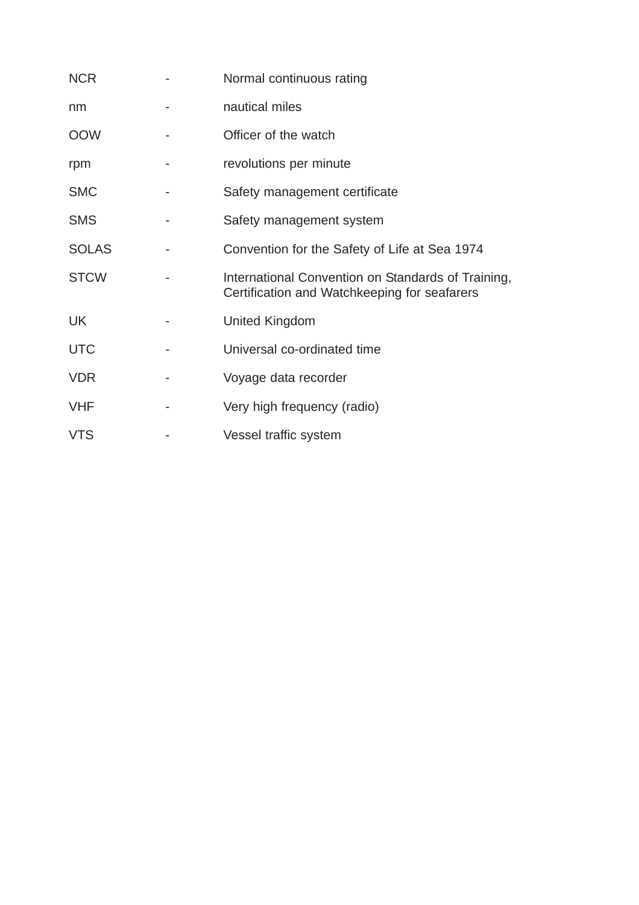NCR - Normal continuous rating

nm - nautical miles

OOW - Officer of the watch

rpm - revolutions per minute

SMC - Safety management certificate

SMS - Safety management system

SOLAS - Convention for the Safety of Life at Sea 1974

STCW - International Convention on Standards of Training, Certification and Watchkeeping for seafarers

UK - United Kingdom

UTC - Universal co-ordinated time

VDR - Voyage data recorder

VHF - Very high frequency (radio)

VTS - Vessel traffic system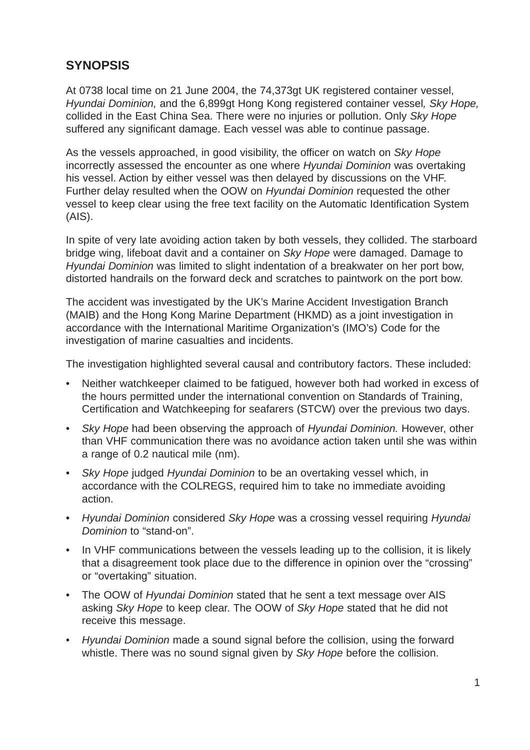## SYNOPSIS

At 0738 local time on 21 June 2004, the 74,373gt UK registered container vessel, *Hyundai Dominion,* and the 6,899gt Hong Kong registered container vessel*, Sky Hope,* collided in the East China Sea. There were no injuries or pollution. Only *Sky Hope* suffered any significant damage. Each vessel was able to continue passage.

As the vessels approached, in good visibility, the officer on watch on *Sky Hope* incorrectly assessed the encounter as one where *Hyundai Dominion* was overtaking his vessel. Action by either vessel was then delayed by discussions on the VHF. Further delay resulted when the OOW on *Hyundai Dominion* requested the other vessel to keep clear using the free text facility on the Automatic Identification System (AIS).

In spite of very late avoiding action taken by both vessels, they collided. The starboard bridge wing, lifeboat davit and a container on *Sky Hope* were damaged. Damage to *Hyundai Dominion* was limited to slight indentation of a breakwater on her port bow, distorted handrails on the forward deck and scratches to paintwork on the port bow.

The accident was investigated by the UK's Marine Accident Investigation Branch (MAIB) and the Hong Kong Marine Department (HKMD) as a joint investigation in accordance with the International Maritime Organization's (IMO's) Code for the investigation of marine casualties and incidents.

The investigation highlighted several causal and contributory factors. These included:

- Neither watchkeeper claimed to be fatigued, however both had worked in excess of the hours permitted under the international convention on Standards of Training, Certification and Watchkeeping for seafarers (STCW) over the previous two days.
- *Sky Hope* had been observing the approach of *Hyundai Dominion.* However, other than VHF communication there was no avoidance action taken until she was within a range of 0.2 nautical mile (nm).
- *Sky Hope* judged *Hyundai Dominion* to be an overtaking vessel which, in accordance with the COLREGS, required him to take no immediate avoiding action.
- *Hyundai Dominion* considered *Sky Hope* was a crossing vessel requiring *Hyundai Dominion* to "stand-on".
- In VHF communications between the vessels leading up to the collision, it is likely that a disagreement took place due to the difference in opinion over the "crossing" or "overtaking" situation.
- The OOW of *Hyundai Dominion* stated that he sent a text message over AIS asking *Sky Hope* to keep clear. The OOW of *Sky Hope* stated that he did not receive this message.
- *Hyundai Dominion* made a sound signal before the collision, using the forward whistle. There was no sound signal given by *Sky Hope* before the collision.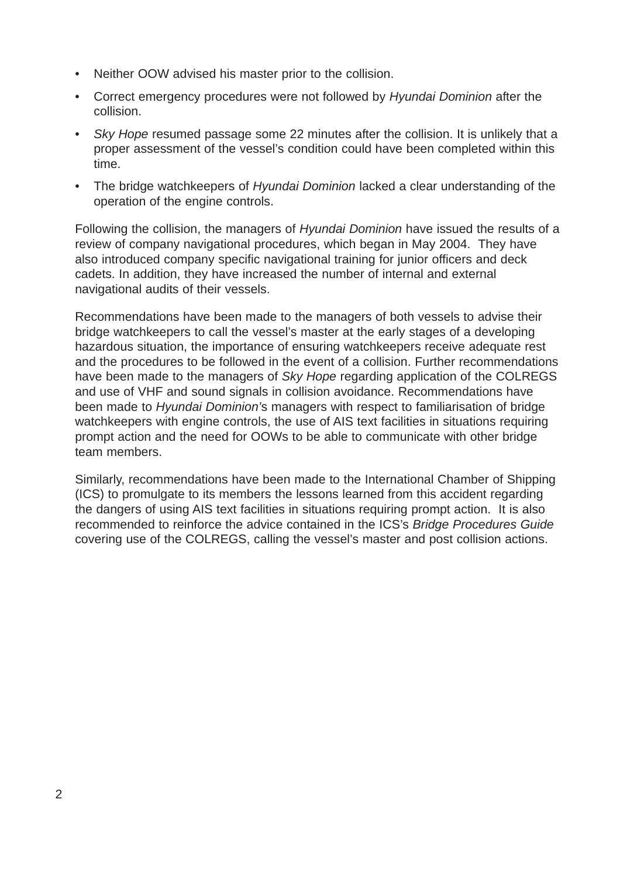- Neither OOW advised his master prior to the collision.
- Correct emergency procedures were not followed by *Hyundai Dominion* after the collision.
- *Sky Hope* resumed passage some 22 minutes after the collision. It is unlikely that a proper assessment of the vessel's condition could have been completed within this time.
- The bridge watchkeepers of *Hyundai Dominion* lacked a clear understanding of the operation of the engine controls.

Following the collision, the managers of *Hyundai Dominion* have issued the results of a review of company navigational procedures, which began in May 2004. They have also introduced company specific navigational training for junior officers and deck cadets. In addition, they have increased the number of internal and external navigational audits of their vessels.

Recommendations have been made to the managers of both vessels to advise their bridge watchkeepers to call the vessel's master at the early stages of a developing hazardous situation, the importance of ensuring watchkeepers receive adequate rest and the procedures to be followed in the event of a collision. Further recommendations have been made to the managers of *Sky Hope* regarding application of the COLREGS and use of VHF and sound signals in collision avoidance. Recommendations have been made to *Hyundai Dominion's* managers with respect to familiarisation of bridge watchkeepers with engine controls, the use of AIS text facilities in situations requiring prompt action and the need for OOWs to be able to communicate with other bridge team members.

Similarly, recommendations have been made to the International Chamber of Shipping (ICS) to promulgate to its members the lessons learned from this accident regarding the dangers of using AIS text facilities in situations requiring prompt action. It is also recommended to reinforce the advice contained in the ICS's *Bridge Procedures Guide* covering use of the COLREGS, calling the vessel's master and post collision actions.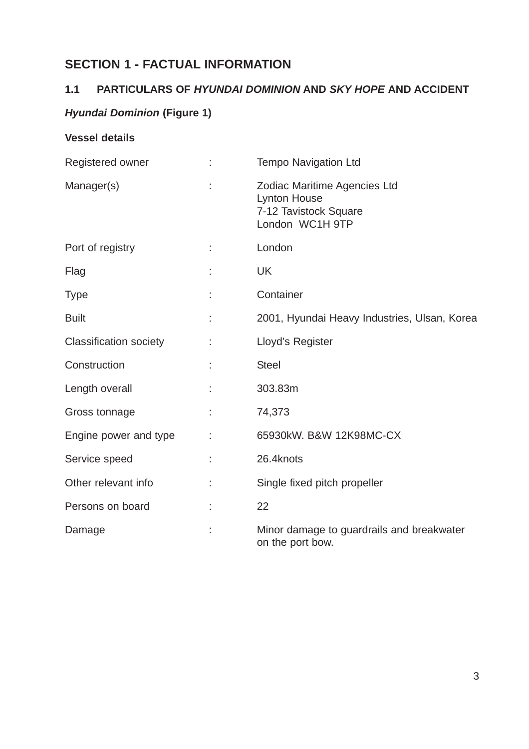# SECTION 1 - FACTUAL INFORMATION

## 1.1 PARTICULARS OF *HYUNDAI DOMINION* AND *SKY HOPE* AND ACCIDENT

### *Hyundai Dominion* (Figure 1)

**Vessel details**

| | | |
|---|---|---|
| Registered owner | : | Tempo Navigation Ltd |
| Manager(s) | : | Zodiac Maritime Agencies Ltd<br>Lynton House<br>7-12 Tavistock Square<br>London WC1H 9TP |
| Port of registry | : | London |
| Flag | : | UK |
| Type | : | Container |
| Built | : | 2001, Hyundai Heavy Industries, Ulsan, Korea |
| Classification society | : | Lloyd's Register |
| Construction | : | Steel |
| Length overall | : | 303.83m |
| Gross tonnage | : | 74,373 |
| Engine power and type | : | 65930kW. B&W 12K98MC-CX |
| Service speed | : | 26.4knots |
| Other relevant info | : | Single fixed pitch propeller |
| Persons on board | : | 22 |
| Damage | : | Minor damage to guardrails and breakwater on the port bow. |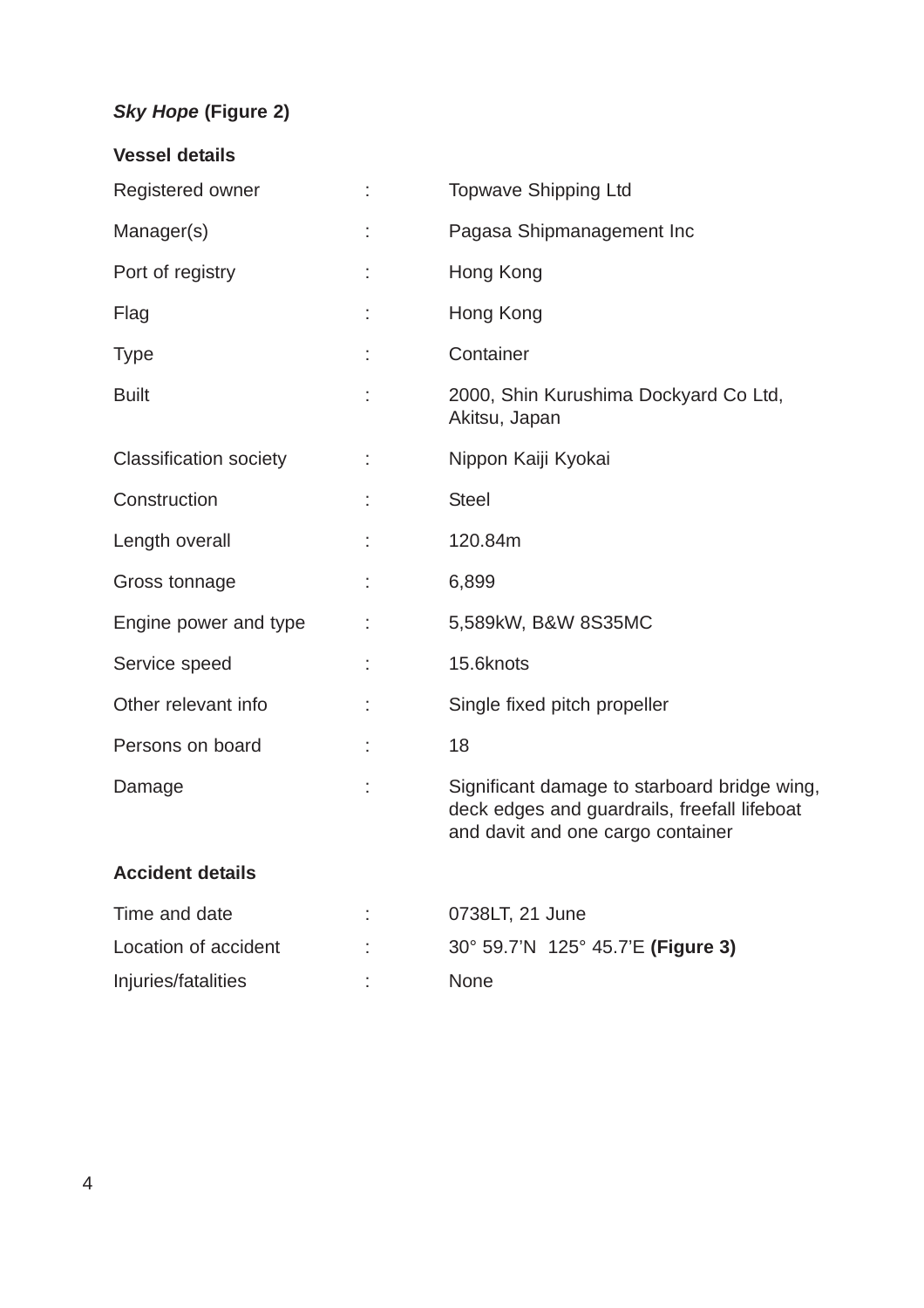***Sky Hope* (Figure 2)**

**Vessel details**

| | | |
|---|---|---|
| Registered owner | : | Topwave Shipping Ltd |
| Manager(s) | : | Pagasa Shipmanagement Inc |
| Port of registry | : | Hong Kong |
| Flag | : | Hong Kong |
| Type | : | Container |
| Built | : | 2000, Shin Kurushima Dockyard Co Ltd, Akitsu, Japan |
| Classification society | : | Nippon Kaiji Kyokai |
| Construction | : | Steel |
| Length overall | : | 120.84m |
| Gross tonnage | : | 6,899 |
| Engine power and type | : | 5,589kW, B&W 8S35MC |
| Service speed | : | 15.6knots |
| Other relevant info | : | Single fixed pitch propeller |
| Persons on board | : | 18 |
| Damage | : | Significant damage to starboard bridge wing, deck edges and guardrails, freefall lifeboat and davit and one cargo container |

**Accident details**

| | | |
|---|---|---|
| Time and date | : | 0738LT, 21 June |
| Location of accident | : | 30° 59.7'N 125° 45.7'E **(Figure 3)** |
| Injuries/fatalities | : | None |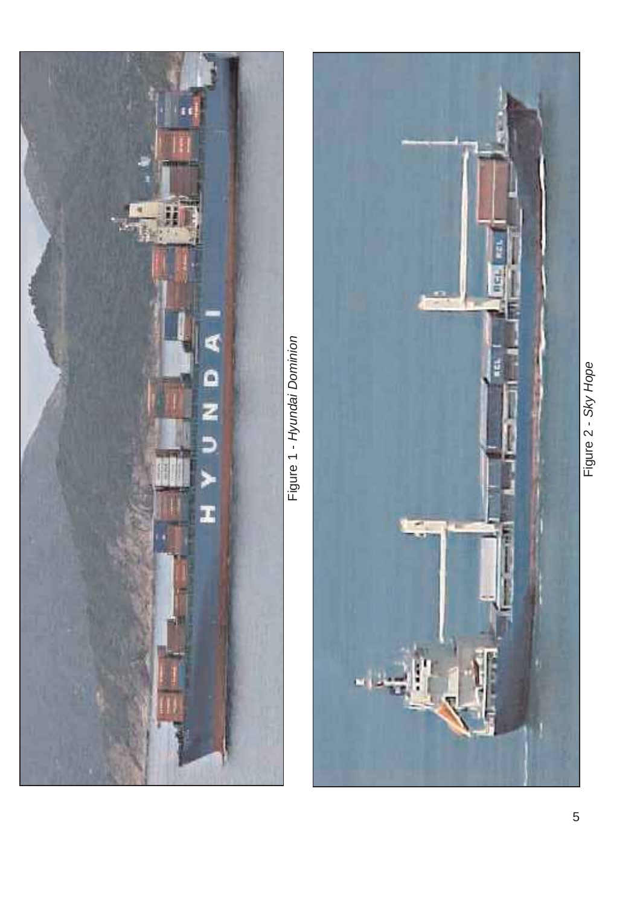Figure 1 - *Hyundai Dominion*

Figure 2 - *Sky Hope*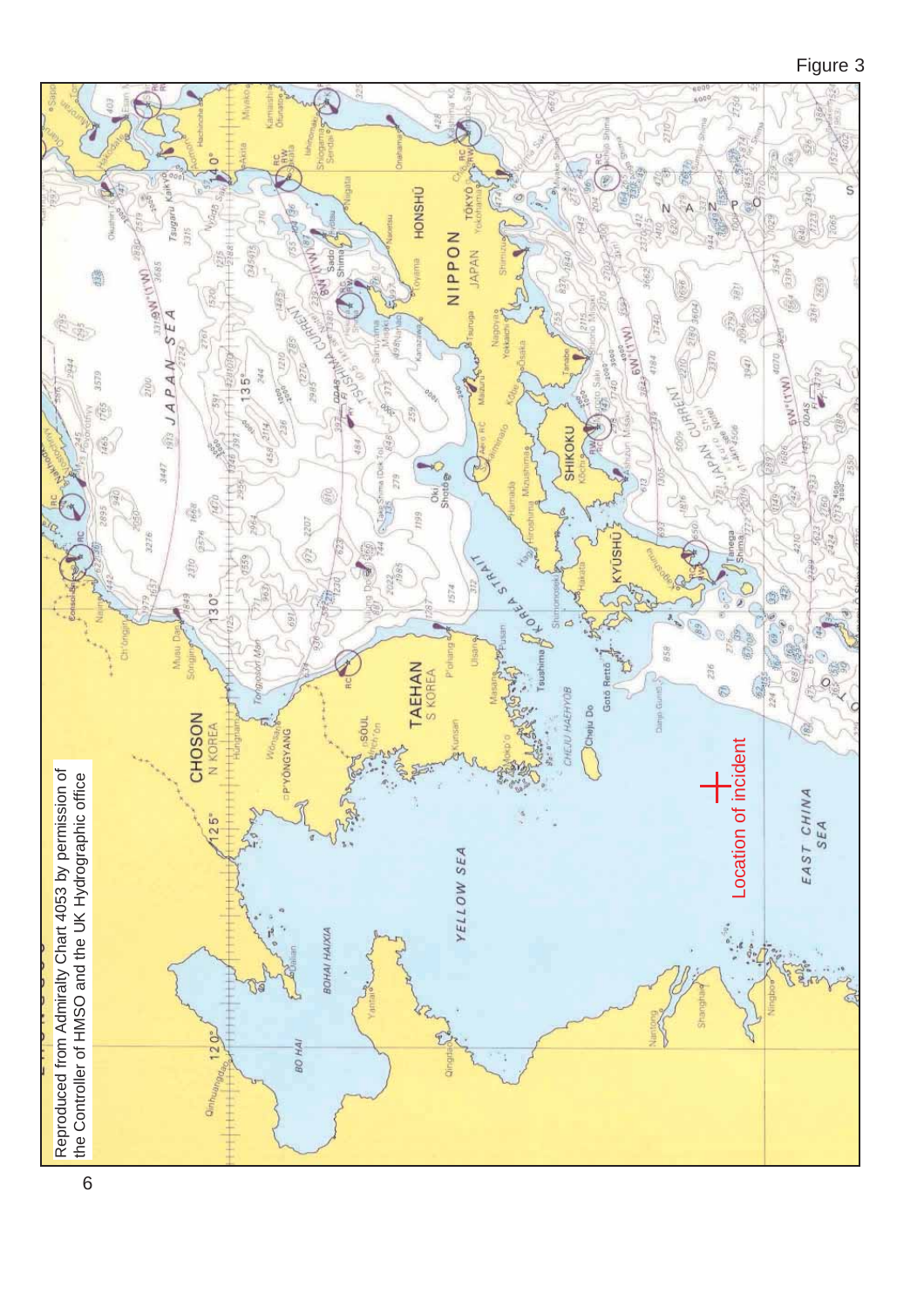Figure 3

Reproduced from Admiralty Chart 4053 by permission of the Controller of HMSO and the UK Hydrographic office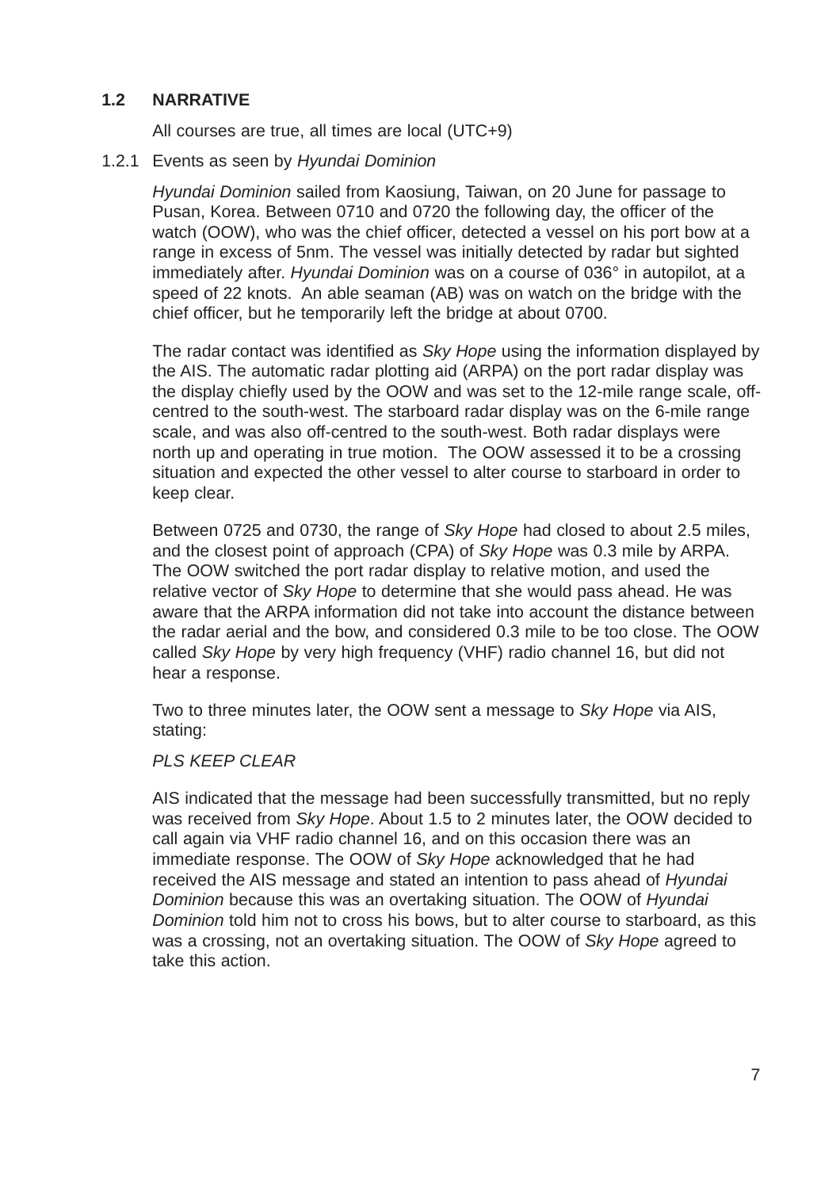## 1.2 NARRATIVE

All courses are true, all times are local (UTC+9)

### 1.2.1 Events as seen by *Hyundai Dominion*

*Hyundai Dominion* sailed from Kaosiung, Taiwan, on 20 June for passage to Pusan, Korea. Between 0710 and 0720 the following day, the officer of the watch (OOW), who was the chief officer, detected a vessel on his port bow at a range in excess of 5nm. The vessel was initially detected by radar but sighted immediately after. *Hyundai Dominion* was on a course of 036° in autopilot, at a speed of 22 knots. An able seaman (AB) was on watch on the bridge with the chief officer, but he temporarily left the bridge at about 0700.

The radar contact was identified as *Sky Hope* using the information displayed by the AIS. The automatic radar plotting aid (ARPA) on the port radar display was the display chiefly used by the OOW and was set to the 12-mile range scale, off-centred to the south-west. The starboard radar display was on the 6-mile range scale, and was also off-centred to the south-west. Both radar displays were north up and operating in true motion. The OOW assessed it to be a crossing situation and expected the other vessel to alter course to starboard in order to keep clear.

Between 0725 and 0730, the range of *Sky Hope* had closed to about 2.5 miles, and the closest point of approach (CPA) of *Sky Hope* was 0.3 mile by ARPA. The OOW switched the port radar display to relative motion, and used the relative vector of *Sky Hope* to determine that she would pass ahead. He was aware that the ARPA information did not take into account the distance between the radar aerial and the bow, and considered 0.3 mile to be too close. The OOW called *Sky Hope* by very high frequency (VHF) radio channel 16, but did not hear a response.

Two to three minutes later, the OOW sent a message to *Sky Hope* via AIS, stating:

*PLS KEEP CLEAR*

AIS indicated that the message had been successfully transmitted, but no reply was received from *Sky Hope*. About 1.5 to 2 minutes later, the OOW decided to call again via VHF radio channel 16, and on this occasion there was an immediate response. The OOW of *Sky Hope* acknowledged that he had received the AIS message and stated an intention to pass ahead of *Hyundai Dominion* because this was an overtaking situation. The OOW of *Hyundai Dominion* told him not to cross his bows, but to alter course to starboard, as this was a crossing, not an overtaking situation. The OOW of *Sky Hope* agreed to take this action.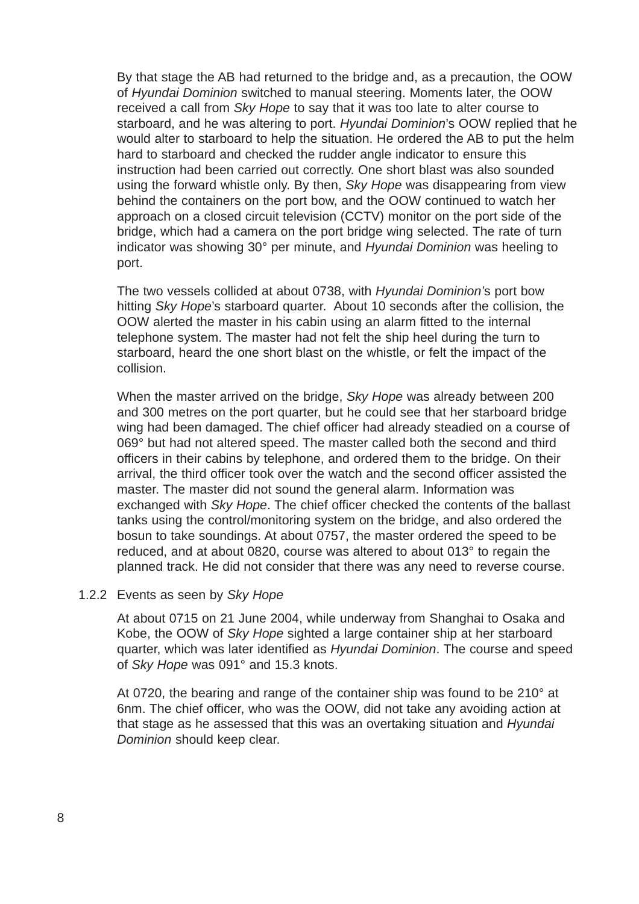By that stage the AB had returned to the bridge and, as a precaution, the OOW of *Hyundai Dominion* switched to manual steering. Moments later, the OOW received a call from *Sky Hope* to say that it was too late to alter course to starboard, and he was altering to port. *Hyundai Dominion*'s OOW replied that he would alter to starboard to help the situation. He ordered the AB to put the helm hard to starboard and checked the rudder angle indicator to ensure this instruction had been carried out correctly. One short blast was also sounded using the forward whistle only. By then, *Sky Hope* was disappearing from view behind the containers on the port bow, and the OOW continued to watch her approach on a closed circuit television (CCTV) monitor on the port side of the bridge, which had a camera on the port bridge wing selected. The rate of turn indicator was showing 30° per minute, and *Hyundai Dominion* was heeling to port.

The two vessels collided at about 0738, with *Hyundai Dominion*'s port bow hitting *Sky Hope*'s starboard quarter. About 10 seconds after the collision, the OOW alerted the master in his cabin using an alarm fitted to the internal telephone system. The master had not felt the ship heel during the turn to starboard, heard the one short blast on the whistle, or felt the impact of the collision.

When the master arrived on the bridge, *Sky Hope* was already between 200 and 300 metres on the port quarter, but he could see that her starboard bridge wing had been damaged. The chief officer had already steadied on a course of 069° but had not altered speed. The master called both the second and third officers in their cabins by telephone, and ordered them to the bridge. On their arrival, the third officer took over the watch and the second officer assisted the master. The master did not sound the general alarm. Information was exchanged with *Sky Hope*. The chief officer checked the contents of the ballast tanks using the control/monitoring system on the bridge, and also ordered the bosun to take soundings. At about 0757, the master ordered the speed to be reduced, and at about 0820, course was altered to about 013° to regain the planned track. He did not consider that there was any need to reverse course.

### 1.2.2 Events as seen by *Sky Hope*

At about 0715 on 21 June 2004, while underway from Shanghai to Osaka and Kobe, the OOW of *Sky Hope* sighted a large container ship at her starboard quarter, which was later identified as *Hyundai Dominion*. The course and speed of *Sky Hope* was 091° and 15.3 knots.

At 0720, the bearing and range of the container ship was found to be 210° at 6nm. The chief officer, who was the OOW, did not take any avoiding action at that stage as he assessed that this was an overtaking situation and *Hyundai Dominion* should keep clear.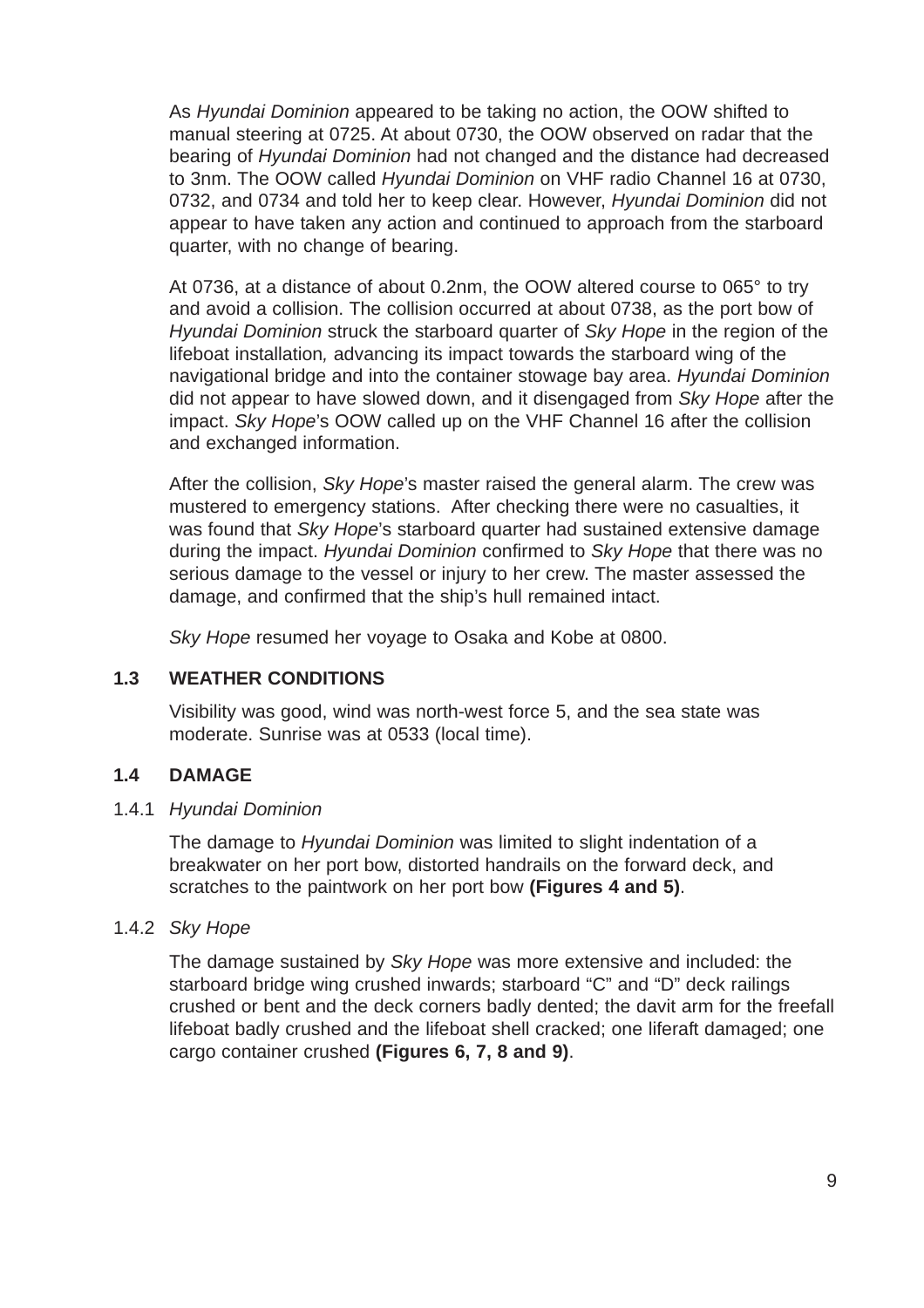As *Hyundai Dominion* appeared to be taking no action, the OOW shifted to manual steering at 0725. At about 0730, the OOW observed on radar that the bearing of *Hyundai Dominion* had not changed and the distance had decreased to 3nm. The OOW called *Hyundai Dominion* on VHF radio Channel 16 at 0730, 0732, and 0734 and told her to keep clear. However, *Hyundai Dominion* did not appear to have taken any action and continued to approach from the starboard quarter, with no change of bearing.

At 0736, at a distance of about 0.2nm, the OOW altered course to 065° to try and avoid a collision. The collision occurred at about 0738, as the port bow of *Hyundai Dominion* struck the starboard quarter of *Sky Hope* in the region of the lifeboat installation*,* advancing its impact towards the starboard wing of the navigational bridge and into the container stowage bay area. *Hyundai Dominion* did not appear to have slowed down, and it disengaged from *Sky Hope* after the impact. *Sky Hope*'s OOW called up on the VHF Channel 16 after the collision and exchanged information.

After the collision, *Sky Hope*'s master raised the general alarm. The crew was mustered to emergency stations. After checking there were no casualties, it was found that *Sky Hope*'s starboard quarter had sustained extensive damage during the impact. *Hyundai Dominion* confirmed to *Sky Hope* that there was no serious damage to the vessel or injury to her crew. The master assessed the damage, and confirmed that the ship's hull remained intact.

*Sky Hope* resumed her voyage to Osaka and Kobe at 0800.

## 1.3 WEATHER CONDITIONS

Visibility was good, wind was north-west force 5, and the sea state was moderate. Sunrise was at 0533 (local time).

## 1.4 DAMAGE

### 1.4.1 *Hyundai Dominion*

The damage to *Hyundai Dominion* was limited to slight indentation of a breakwater on her port bow, distorted handrails on the forward deck, and scratches to the paintwork on her port bow **(Figures 4 and 5)**.

### 1.4.2 *Sky Hope*

The damage sustained by *Sky Hope* was more extensive and included: the starboard bridge wing crushed inwards; starboard "C" and "D" deck railings crushed or bent and the deck corners badly dented; the davit arm for the freefall lifeboat badly crushed and the lifeboat shell cracked; one liferaft damaged; one cargo container crushed **(Figures 6, 7, 8 and 9)**.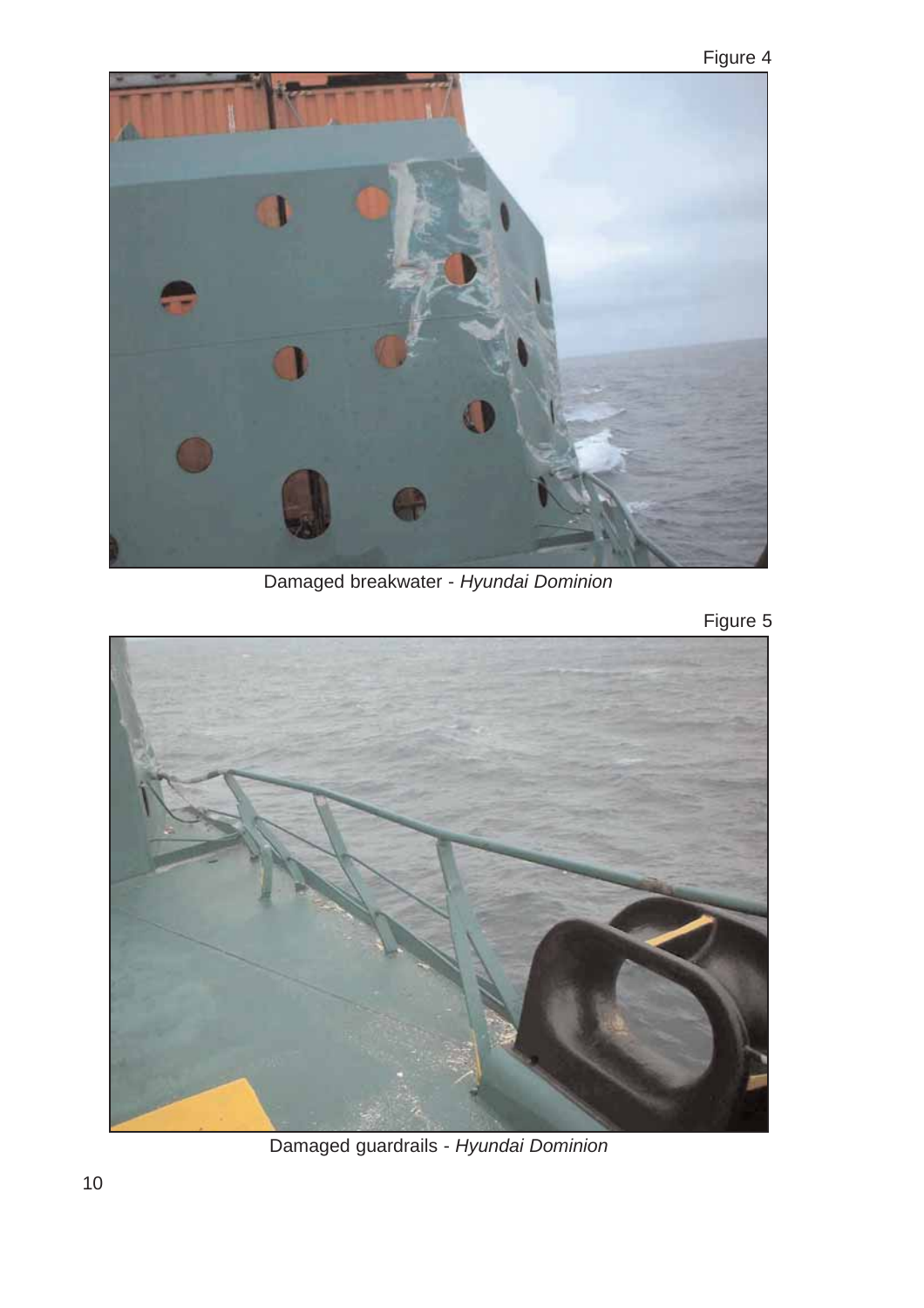Figure 4

Damaged breakwater - *Hyundai Dominion*

Figure 5

Damaged guardrails - *Hyundai Dominion*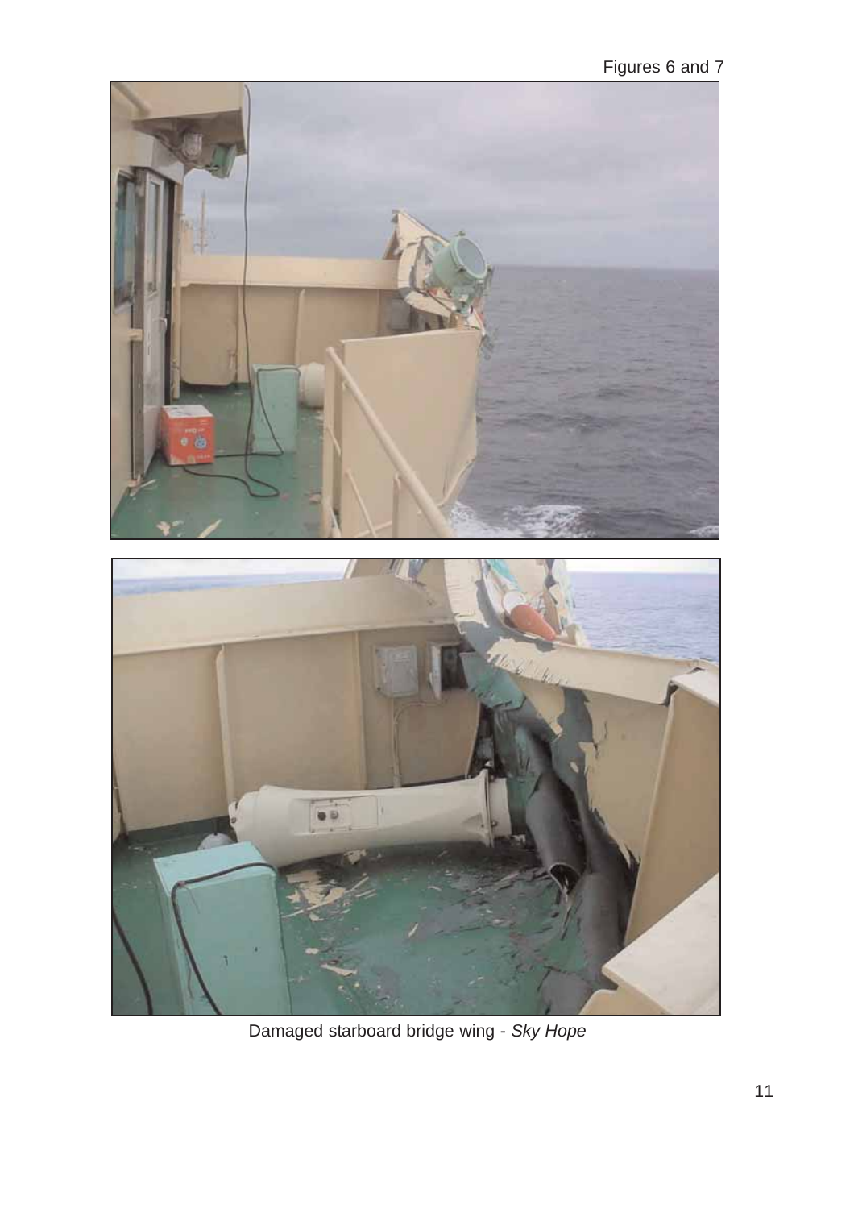Figures 6 and 7

Damaged starboard bridge wing - *Sky Hope*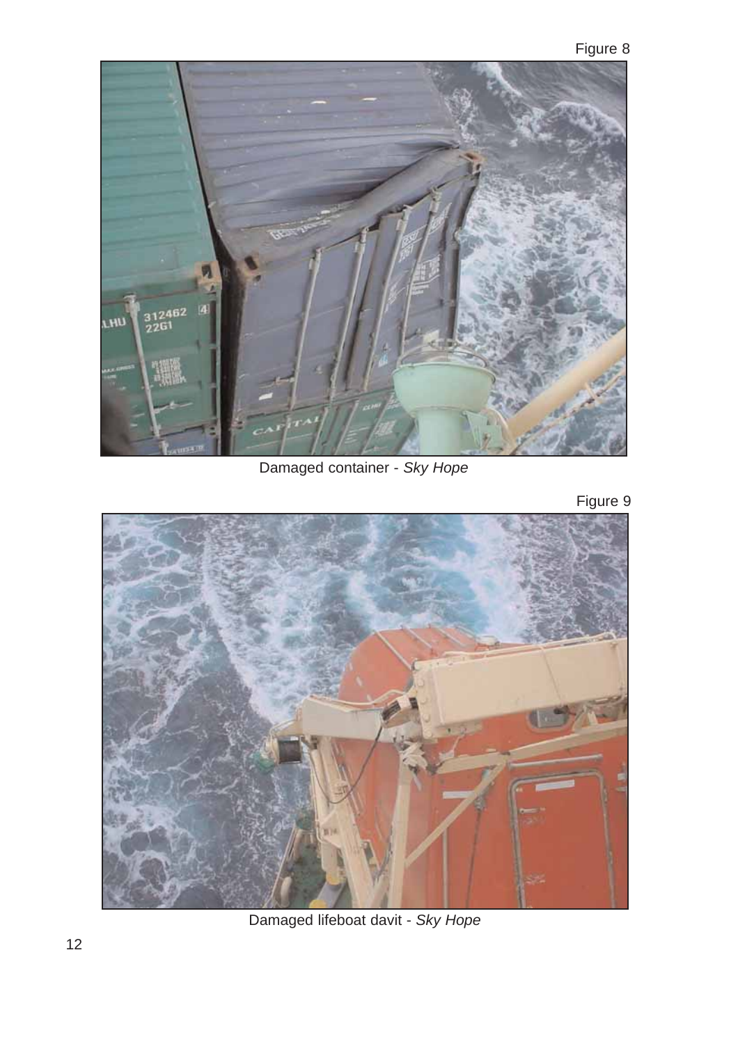Figure 8

Damaged container - *Sky Hope*

Figure 9

Damaged lifeboat davit - *Sky Hope*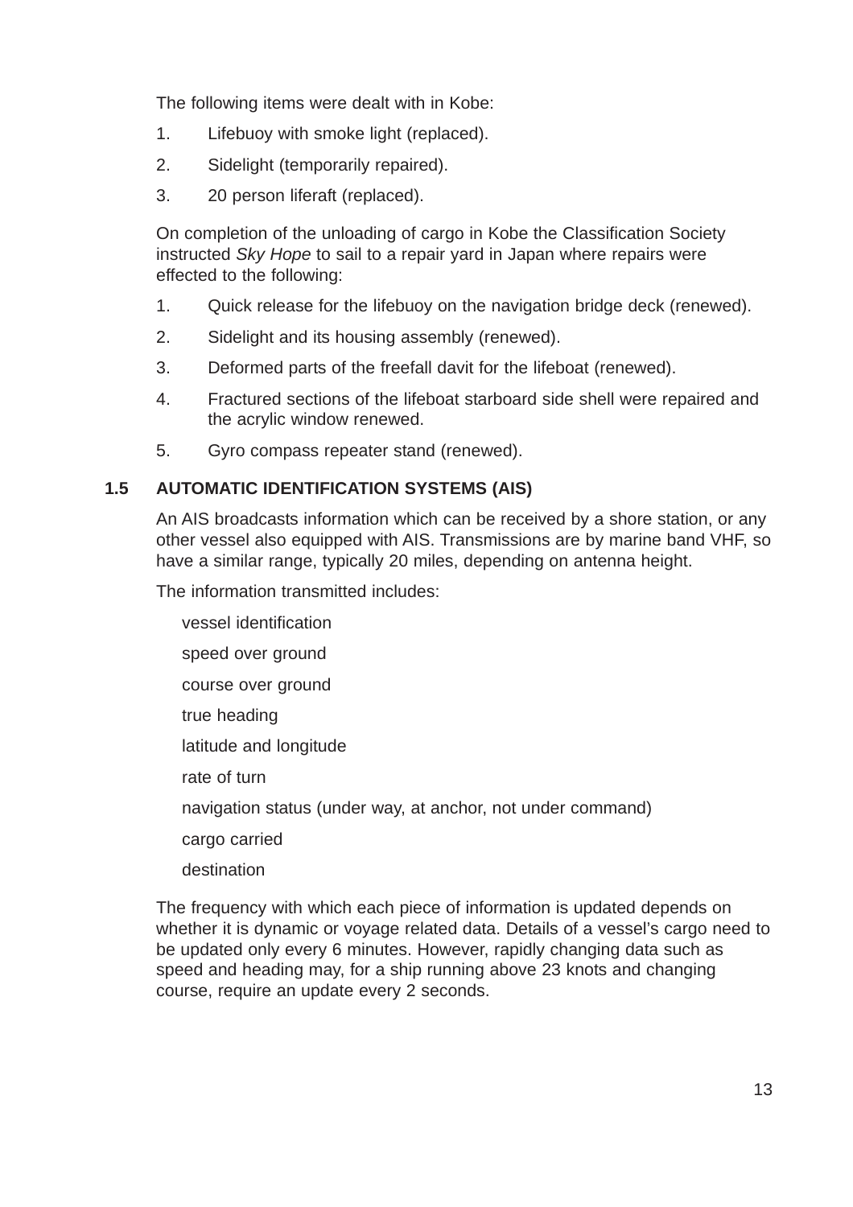The following items were dealt with in Kobe:

1. Lifebuoy with smoke light (replaced).
2. Sidelight (temporarily repaired).
3. 20 person liferaft (replaced).

On completion of the unloading of cargo in Kobe the Classification Society instructed *Sky Hope* to sail to a repair yard in Japan where repairs were effected to the following:

1. Quick release for the lifebuoy on the navigation bridge deck (renewed).
2. Sidelight and its housing assembly (renewed).
3. Deformed parts of the freefall davit for the lifeboat (renewed).
4. Fractured sections of the lifeboat starboard side shell were repaired and the acrylic window renewed.
5. Gyro compass repeater stand (renewed).

## 1.5 AUTOMATIC IDENTIFICATION SYSTEMS (AIS)

An AIS broadcasts information which can be received by a shore station, or any other vessel also equipped with AIS. Transmissions are by marine band VHF, so have a similar range, typically 20 miles, depending on antenna height.

The information transmitted includes:

- vessel identification
- speed over ground
- course over ground
- true heading
- latitude and longitude
- rate of turn
- navigation status (under way, at anchor, not under command)
- cargo carried
- destination

The frequency with which each piece of information is updated depends on whether it is dynamic or voyage related data. Details of a vessel's cargo need to be updated only every 6 minutes. However, rapidly changing data such as speed and heading may, for a ship running above 23 knots and changing course, require an update every 2 seconds.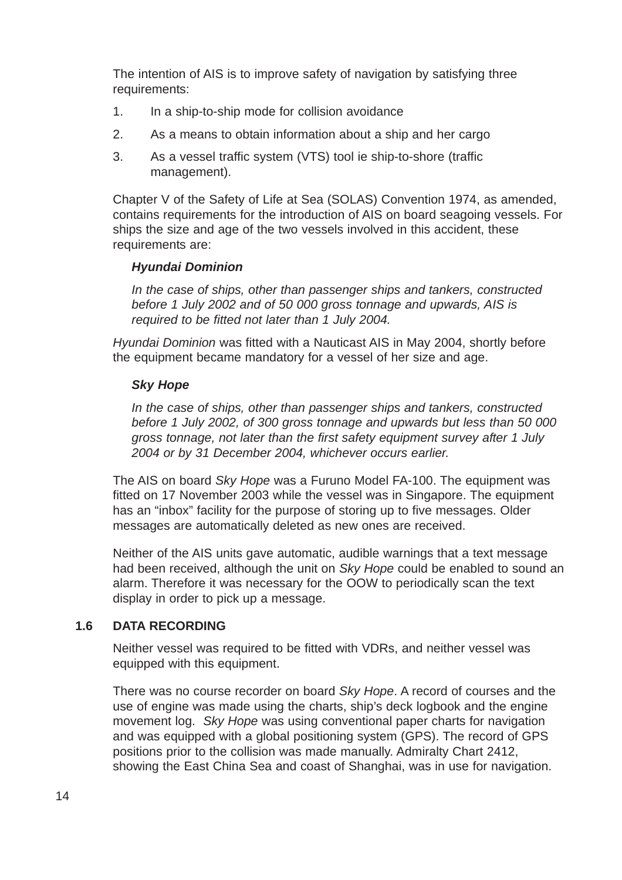The intention of AIS is to improve safety of navigation by satisfying three requirements:

1. In a ship-to-ship mode for collision avoidance
2. As a means to obtain information about a ship and her cargo
3. As a vessel traffic system (VTS) tool ie ship-to-shore (traffic management).

Chapter V of the Safety of Life at Sea (SOLAS) Convention 1974, as amended, contains requirements for the introduction of AIS on board seagoing vessels. For ships the size and age of the two vessels involved in this accident, these requirements are:

> ***Hyundai Dominion***
>
> *In the case of ships, other than passenger ships and tankers, constructed before 1 July 2002 and of 50 000 gross tonnage and upwards, AIS is required to be fitted not later than 1 July 2004.*

*Hyundai Dominion* was fitted with a Nauticast AIS in May 2004, shortly before the equipment became mandatory for a vessel of her size and age.

> ***Sky Hope***
>
> *In the case of ships, other than passenger ships and tankers, constructed before 1 July 2002, of 300 gross tonnage and upwards but less than 50 000 gross tonnage, not later than the first safety equipment survey after 1 July 2004 or by 31 December 2004, whichever occurs earlier.*

The AIS on board *Sky Hope* was a Furuno Model FA-100. The equipment was fitted on 17 November 2003 while the vessel was in Singapore. The equipment has an "inbox" facility for the purpose of storing up to five messages. Older messages are automatically deleted as new ones are received.

Neither of the AIS units gave automatic, audible warnings that a text message had been received, although the unit on *Sky Hope* could be enabled to sound an alarm. Therefore it was necessary for the OOW to periodically scan the text display in order to pick up a message.

## 1.6 DATA RECORDING

Neither vessel was required to be fitted with VDRs, and neither vessel was equipped with this equipment.

There was no course recorder on board *Sky Hope*. A record of courses and the use of engine was made using the charts, ship's deck logbook and the engine movement log. *Sky Hope* was using conventional paper charts for navigation and was equipped with a global positioning system (GPS). The record of GPS positions prior to the collision was made manually. Admiralty Chart 2412, showing the East China Sea and coast of Shanghai, was in use for navigation.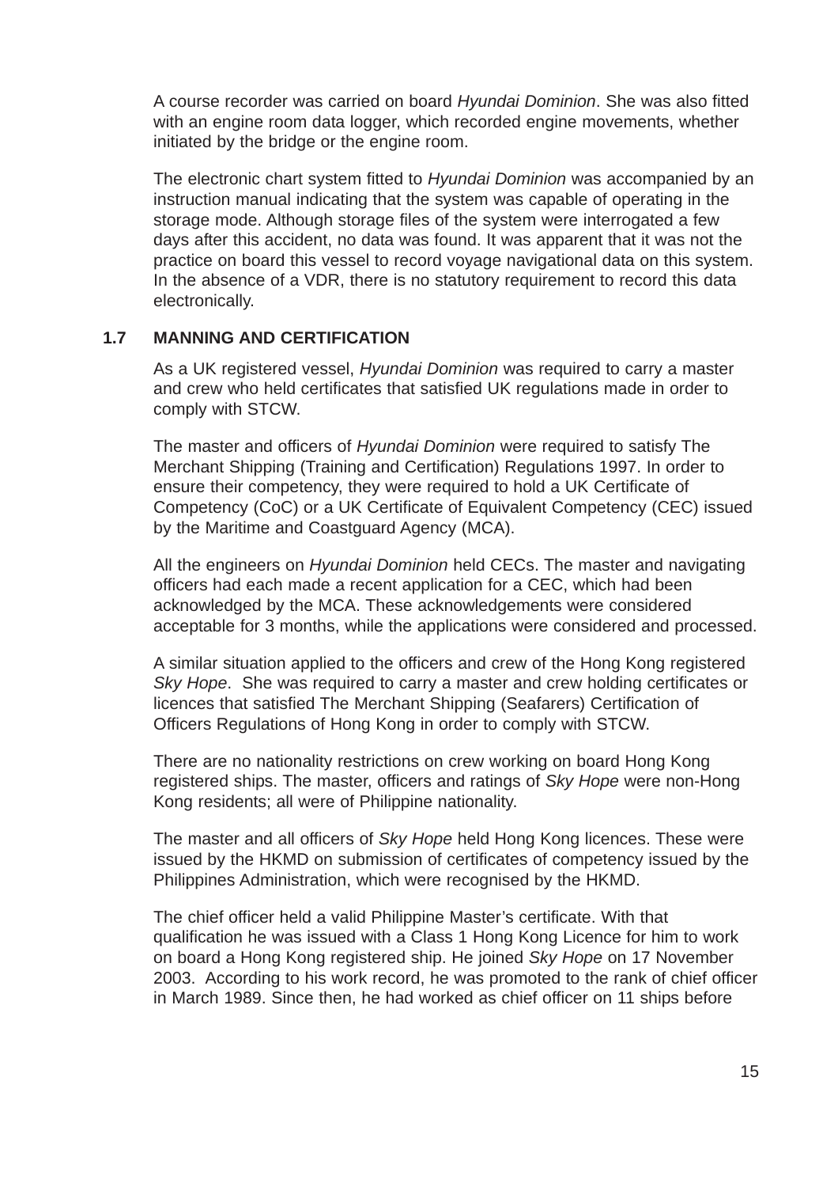A course recorder was carried on board *Hyundai Dominion*. She was also fitted with an engine room data logger, which recorded engine movements, whether initiated by the bridge or the engine room.

The electronic chart system fitted to *Hyundai Dominion* was accompanied by an instruction manual indicating that the system was capable of operating in the storage mode. Although storage files of the system were interrogated a few days after this accident, no data was found. It was apparent that it was not the practice on board this vessel to record voyage navigational data on this system. In the absence of a VDR, there is no statutory requirement to record this data electronically.

### 1.7 MANNING AND CERTIFICATION

As a UK registered vessel, *Hyundai Dominion* was required to carry a master and crew who held certificates that satisfied UK regulations made in order to comply with STCW.

The master and officers of *Hyundai Dominion* were required to satisfy The Merchant Shipping (Training and Certification) Regulations 1997. In order to ensure their competency, they were required to hold a UK Certificate of Competency (CoC) or a UK Certificate of Equivalent Competency (CEC) issued by the Maritime and Coastguard Agency (MCA).

All the engineers on *Hyundai Dominion* held CECs. The master and navigating officers had each made a recent application for a CEC, which had been acknowledged by the MCA. These acknowledgements were considered acceptable for 3 months, while the applications were considered and processed.

A similar situation applied to the officers and crew of the Hong Kong registered *Sky Hope*. She was required to carry a master and crew holding certificates or licences that satisfied The Merchant Shipping (Seafarers) Certification of Officers Regulations of Hong Kong in order to comply with STCW.

There are no nationality restrictions on crew working on board Hong Kong registered ships. The master, officers and ratings of *Sky Hope* were non-Hong Kong residents; all were of Philippine nationality.

The master and all officers of *Sky Hope* held Hong Kong licences. These were issued by the HKMD on submission of certificates of competency issued by the Philippines Administration, which were recognised by the HKMD.

The chief officer held a valid Philippine Master's certificate. With that qualification he was issued with a Class 1 Hong Kong Licence for him to work on board a Hong Kong registered ship. He joined *Sky Hope* on 17 November 2003. According to his work record, he was promoted to the rank of chief officer in March 1989. Since then, he had worked as chief officer on 11 ships before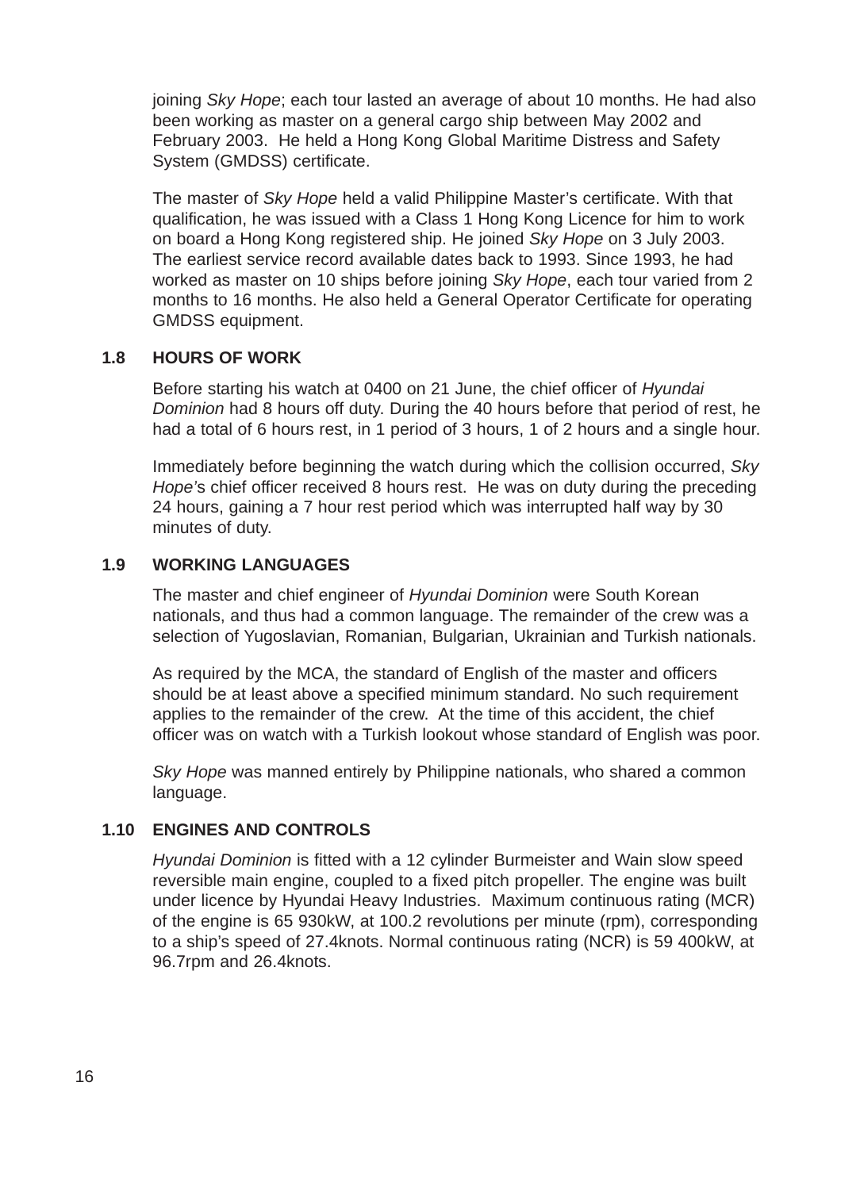joining *Sky Hope*; each tour lasted an average of about 10 months. He had also been working as master on a general cargo ship between May 2002 and February 2003. He held a Hong Kong Global Maritime Distress and Safety System (GMDSS) certificate.

The master of *Sky Hope* held a valid Philippine Master's certificate. With that qualification, he was issued with a Class 1 Hong Kong Licence for him to work on board a Hong Kong registered ship. He joined *Sky Hope* on 3 July 2003. The earliest service record available dates back to 1993. Since 1993, he had worked as master on 10 ships before joining *Sky Hope*, each tour varied from 2 months to 16 months. He also held a General Operator Certificate for operating GMDSS equipment.

## 1.8 HOURS OF WORK

Before starting his watch at 0400 on 21 June, the chief officer of *Hyundai Dominion* had 8 hours off duty. During the 40 hours before that period of rest, he had a total of 6 hours rest, in 1 period of 3 hours, 1 of 2 hours and a single hour.

Immediately before beginning the watch during which the collision occurred, *Sky Hope*'s chief officer received 8 hours rest. He was on duty during the preceding 24 hours, gaining a 7 hour rest period which was interrupted half way by 30 minutes of duty.

## 1.9 WORKING LANGUAGES

The master and chief engineer of *Hyundai Dominion* were South Korean nationals, and thus had a common language. The remainder of the crew was a selection of Yugoslavian, Romanian, Bulgarian, Ukrainian and Turkish nationals.

As required by the MCA, the standard of English of the master and officers should be at least above a specified minimum standard. No such requirement applies to the remainder of the crew. At the time of this accident, the chief officer was on watch with a Turkish lookout whose standard of English was poor.

*Sky Hope* was manned entirely by Philippine nationals, who shared a common language.

## 1.10 ENGINES AND CONTROLS

*Hyundai Dominion* is fitted with a 12 cylinder Burmeister and Wain slow speed reversible main engine, coupled to a fixed pitch propeller. The engine was built under licence by Hyundai Heavy Industries. Maximum continuous rating (MCR) of the engine is 65 930kW, at 100.2 revolutions per minute (rpm), corresponding to a ship's speed of 27.4knots. Normal continuous rating (NCR) is 59 400kW, at 96.7rpm and 26.4knots.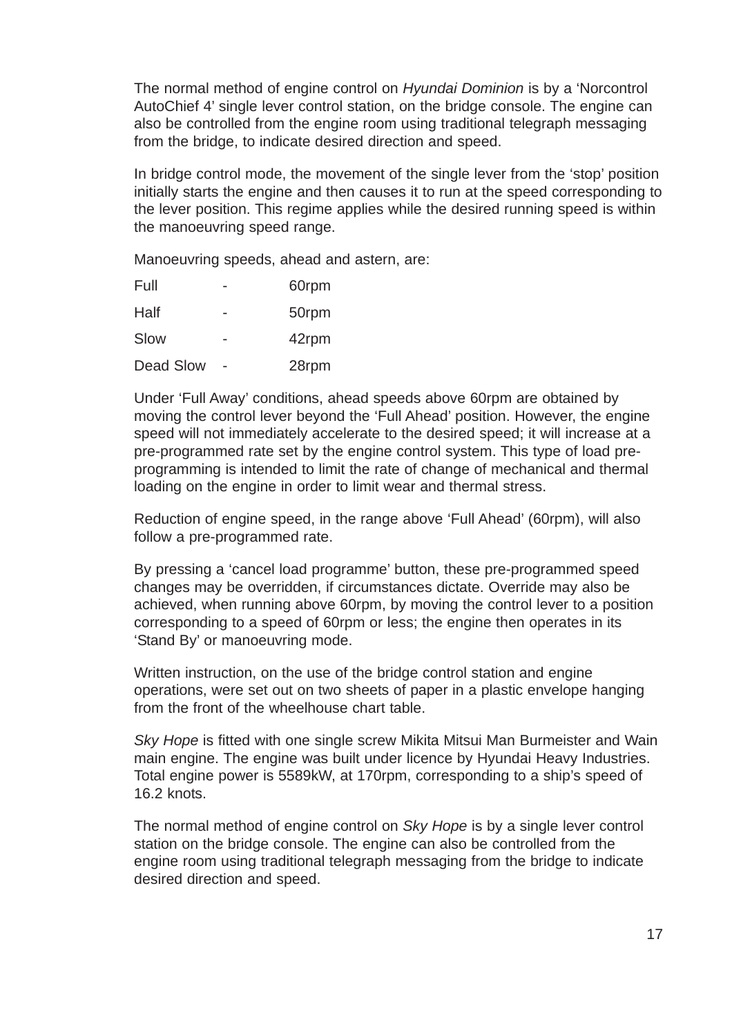The normal method of engine control on *Hyundai Dominion* is by a 'Norcontrol AutoChief 4' single lever control station, on the bridge console. The engine can also be controlled from the engine room using traditional telegraph messaging from the bridge, to indicate desired direction and speed.

In bridge control mode, the movement of the single lever from the 'stop' position initially starts the engine and then causes it to run at the speed corresponding to the lever position. This regime applies while the desired running speed is within the manoeuvring speed range.

Manoeuvring speeds, ahead and astern, are:

| | | |
|---|---|---|
| Full | - | 60rpm |
| Half | - | 50rpm |
| Slow | - | 42rpm |
| Dead Slow | - | 28rpm |

Under 'Full Away' conditions, ahead speeds above 60rpm are obtained by moving the control lever beyond the 'Full Ahead' position. However, the engine speed will not immediately accelerate to the desired speed; it will increase at a pre-programmed rate set by the engine control system. This type of load pre-programming is intended to limit the rate of change of mechanical and thermal loading on the engine in order to limit wear and thermal stress.

Reduction of engine speed, in the range above 'Full Ahead' (60rpm), will also follow a pre-programmed rate.

By pressing a 'cancel load programme' button, these pre-programmed speed changes may be overridden, if circumstances dictate. Override may also be achieved, when running above 60rpm, by moving the control lever to a position corresponding to a speed of 60rpm or less; the engine then operates in its 'Stand By' or manoeuvring mode.

Written instruction, on the use of the bridge control station and engine operations, were set out on two sheets of paper in a plastic envelope hanging from the front of the wheelhouse chart table.

*Sky Hope* is fitted with one single screw Mikita Mitsui Man Burmeister and Wain main engine. The engine was built under licence by Hyundai Heavy Industries. Total engine power is 5589kW, at 170rpm, corresponding to a ship's speed of 16.2 knots.

The normal method of engine control on *Sky Hope* is by a single lever control station on the bridge console. The engine can also be controlled from the engine room using traditional telegraph messaging from the bridge to indicate desired direction and speed.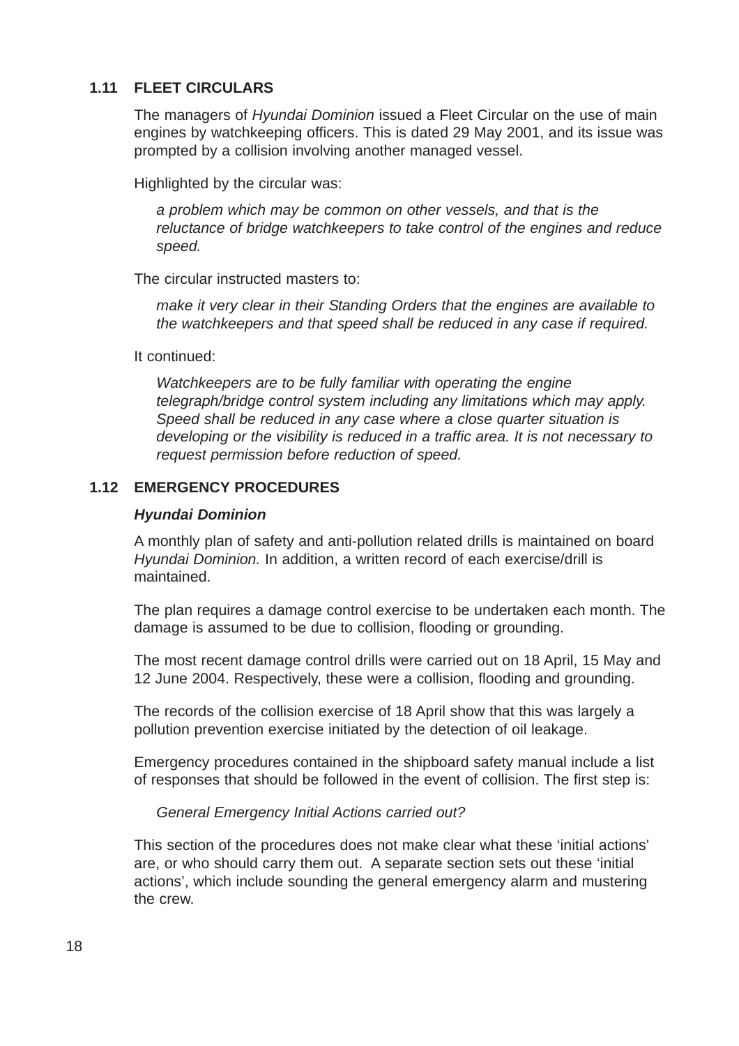## 1.11 FLEET CIRCULARS

The managers of *Hyundai Dominion* issued a Fleet Circular on the use of main engines by watchkeeping officers. This is dated 29 May 2001, and its issue was prompted by a collision involving another managed vessel.

Highlighted by the circular was:

> *a problem which may be common on other vessels, and that is the reluctance of bridge watchkeepers to take control of the engines and reduce speed.*

The circular instructed masters to:

> *make it very clear in their Standing Orders that the engines are available to the watchkeepers and that speed shall be reduced in any case if required.*

It continued:

> *Watchkeepers are to be fully familiar with operating the engine telegraph/bridge control system including any limitations which may apply. Speed shall be reduced in any case where a close quarter situation is developing or the visibility is reduced in a traffic area. It is not necessary to request permission before reduction of speed.*

## 1.12 EMERGENCY PROCEDURES

***Hyundai Dominion***

A monthly plan of safety and anti-pollution related drills is maintained on board *Hyundai Dominion.* In addition, a written record of each exercise/drill is maintained.

The plan requires a damage control exercise to be undertaken each month. The damage is assumed to be due to collision, flooding or grounding.

The most recent damage control drills were carried out on 18 April, 15 May and 12 June 2004. Respectively, these were a collision, flooding and grounding.

The records of the collision exercise of 18 April show that this was largely a pollution prevention exercise initiated by the detection of oil leakage.

Emergency procedures contained in the shipboard safety manual include a list of responses that should be followed in the event of collision. The first step is:

> *General Emergency Initial Actions carried out?*

This section of the procedures does not make clear what these 'initial actions' are, or who should carry them out. A separate section sets out these 'initial actions', which include sounding the general emergency alarm and mustering the crew.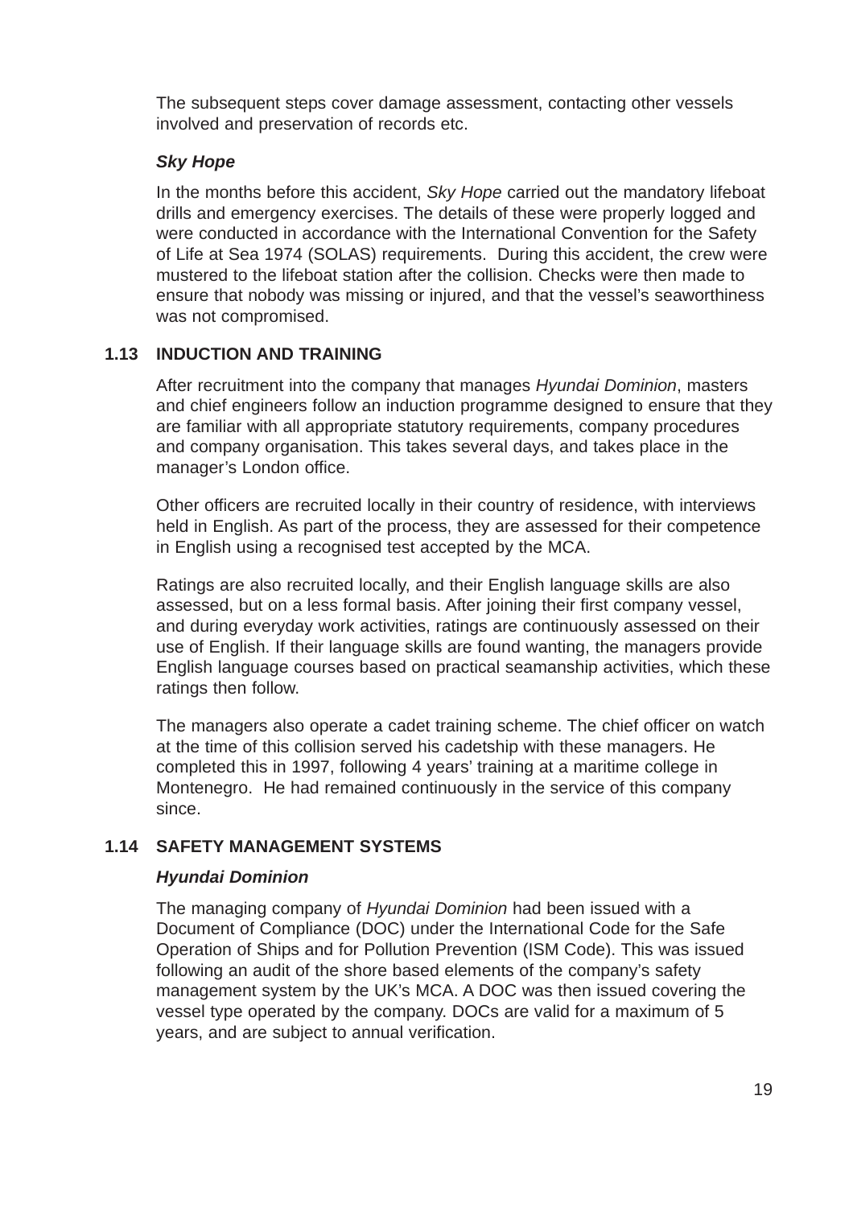The subsequent steps cover damage assessment, contacting other vessels involved and preservation of records etc.

***Sky Hope***

In the months before this accident, *Sky Hope* carried out the mandatory lifeboat drills and emergency exercises. The details of these were properly logged and were conducted in accordance with the International Convention for the Safety of Life at Sea 1974 (SOLAS) requirements. During this accident, the crew were mustered to the lifeboat station after the collision. Checks were then made to ensure that nobody was missing or injured, and that the vessel's seaworthiness was not compromised.

## 1.13 INDUCTION AND TRAINING

After recruitment into the company that manages *Hyundai Dominion*, masters and chief engineers follow an induction programme designed to ensure that they are familiar with all appropriate statutory requirements, company procedures and company organisation. This takes several days, and takes place in the manager's London office.

Other officers are recruited locally in their country of residence, with interviews held in English. As part of the process, they are assessed for their competence in English using a recognised test accepted by the MCA.

Ratings are also recruited locally, and their English language skills are also assessed, but on a less formal basis. After joining their first company vessel, and during everyday work activities, ratings are continuously assessed on their use of English. If their language skills are found wanting, the managers provide English language courses based on practical seamanship activities, which these ratings then follow.

The managers also operate a cadet training scheme. The chief officer on watch at the time of this collision served his cadetship with these managers. He completed this in 1997, following 4 years' training at a maritime college in Montenegro. He had remained continuously in the service of this company since.

## 1.14 SAFETY MANAGEMENT SYSTEMS

***Hyundai Dominion***

The managing company of *Hyundai Dominion* had been issued with a Document of Compliance (DOC) under the International Code for the Safe Operation of Ships and for Pollution Prevention (ISM Code). This was issued following an audit of the shore based elements of the company's safety management system by the UK's MCA. A DOC was then issued covering the vessel type operated by the company. DOCs are valid for a maximum of 5 years, and are subject to annual verification.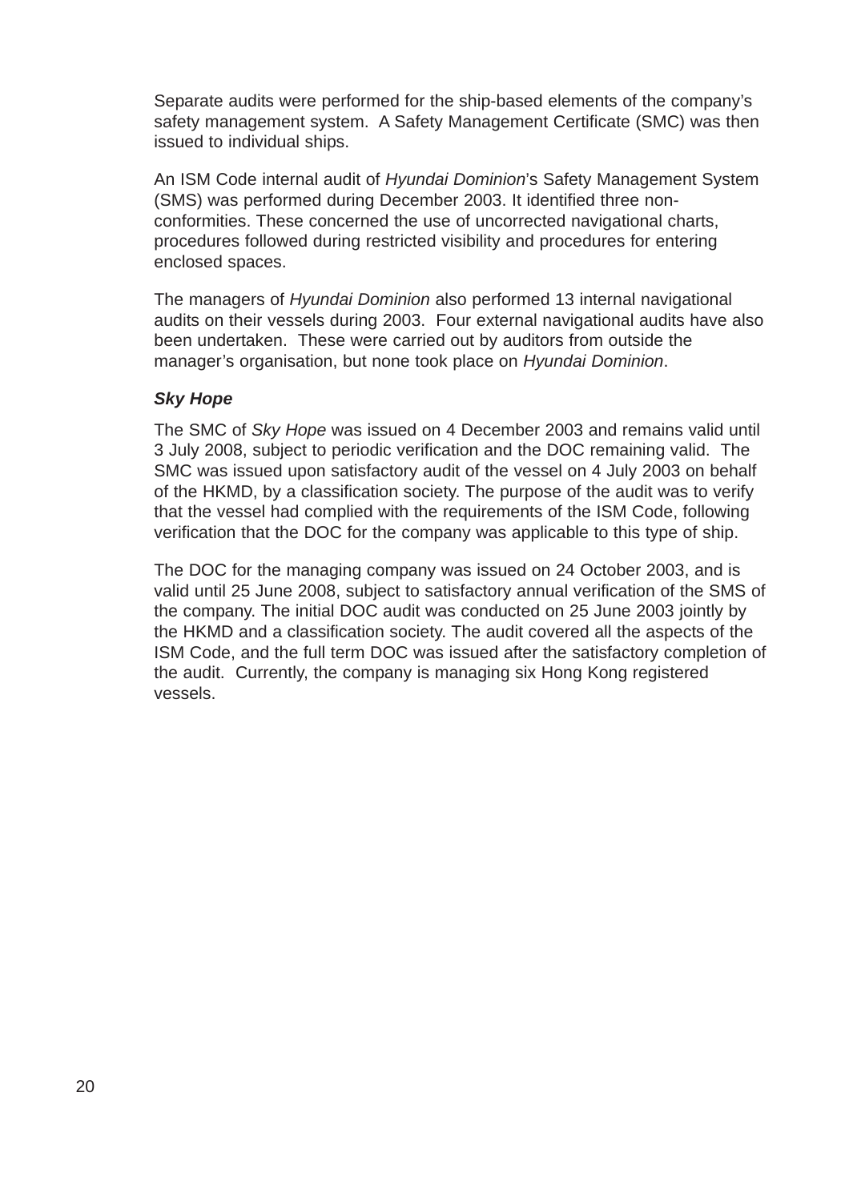Separate audits were performed for the ship-based elements of the company's safety management system. A Safety Management Certificate (SMC) was then issued to individual ships.

An ISM Code internal audit of *Hyundai Dominion*'s Safety Management System (SMS) was performed during December 2003. It identified three non-conformities. These concerned the use of uncorrected navigational charts, procedures followed during restricted visibility and procedures for entering enclosed spaces.

The managers of *Hyundai Dominion* also performed 13 internal navigational audits on their vessels during 2003. Four external navigational audits have also been undertaken. These were carried out by auditors from outside the manager's organisation, but none took place on *Hyundai Dominion*.

***Sky Hope***

The SMC of *Sky Hope* was issued on 4 December 2003 and remains valid until 3 July 2008, subject to periodic verification and the DOC remaining valid. The SMC was issued upon satisfactory audit of the vessel on 4 July 2003 on behalf of the HKMD, by a classification society. The purpose of the audit was to verify that the vessel had complied with the requirements of the ISM Code, following verification that the DOC for the company was applicable to this type of ship.

The DOC for the managing company was issued on 24 October 2003, and is valid until 25 June 2008, subject to satisfactory annual verification of the SMS of the company. The initial DOC audit was conducted on 25 June 2003 jointly by the HKMD and a classification society. The audit covered all the aspects of the ISM Code, and the full term DOC was issued after the satisfactory completion of the audit. Currently, the company is managing six Hong Kong registered vessels.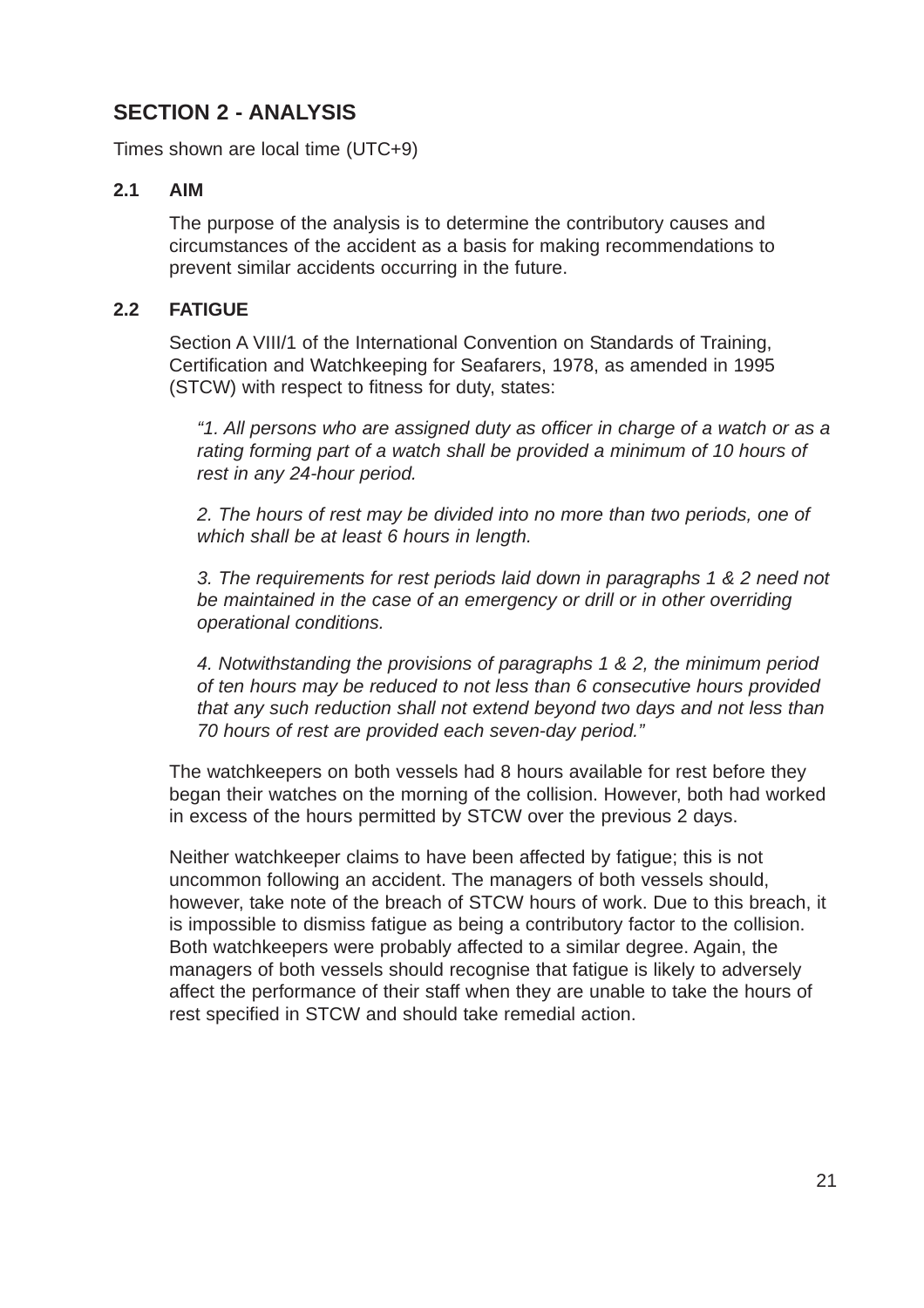## SECTION 2 - ANALYSIS

Times shown are local time (UTC+9)

### 2.1 AIM

The purpose of the analysis is to determine the contributory causes and circumstances of the accident as a basis for making recommendations to prevent similar accidents occurring in the future.

### 2.2 FATIGUE

Section A VIII/1 of the International Convention on Standards of Training, Certification and Watchkeeping for Seafarers, 1978, as amended in 1995 (STCW) with respect to fitness for duty, states:

> *"1. All persons who are assigned duty as officer in charge of a watch or as a rating forming part of a watch shall be provided a minimum of 10 hours of rest in any 24-hour period.*
>
> *2. The hours of rest may be divided into no more than two periods, one of which shall be at least 6 hours in length.*
>
> *3. The requirements for rest periods laid down in paragraphs 1 & 2 need not be maintained in the case of an emergency or drill or in other overriding operational conditions.*
>
> *4. Notwithstanding the provisions of paragraphs 1 & 2, the minimum period of ten hours may be reduced to not less than 6 consecutive hours provided that any such reduction shall not extend beyond two days and not less than 70 hours of rest are provided each seven-day period."*

The watchkeepers on both vessels had 8 hours available for rest before they began their watches on the morning of the collision. However, both had worked in excess of the hours permitted by STCW over the previous 2 days.

Neither watchkeeper claims to have been affected by fatigue; this is not uncommon following an accident. The managers of both vessels should, however, take note of the breach of STCW hours of work. Due to this breach, it is impossible to dismiss fatigue as being a contributory factor to the collision. Both watchkeepers were probably affected to a similar degree. Again, the managers of both vessels should recognise that fatigue is likely to adversely affect the performance of their staff when they are unable to take the hours of rest specified in STCW and should take remedial action.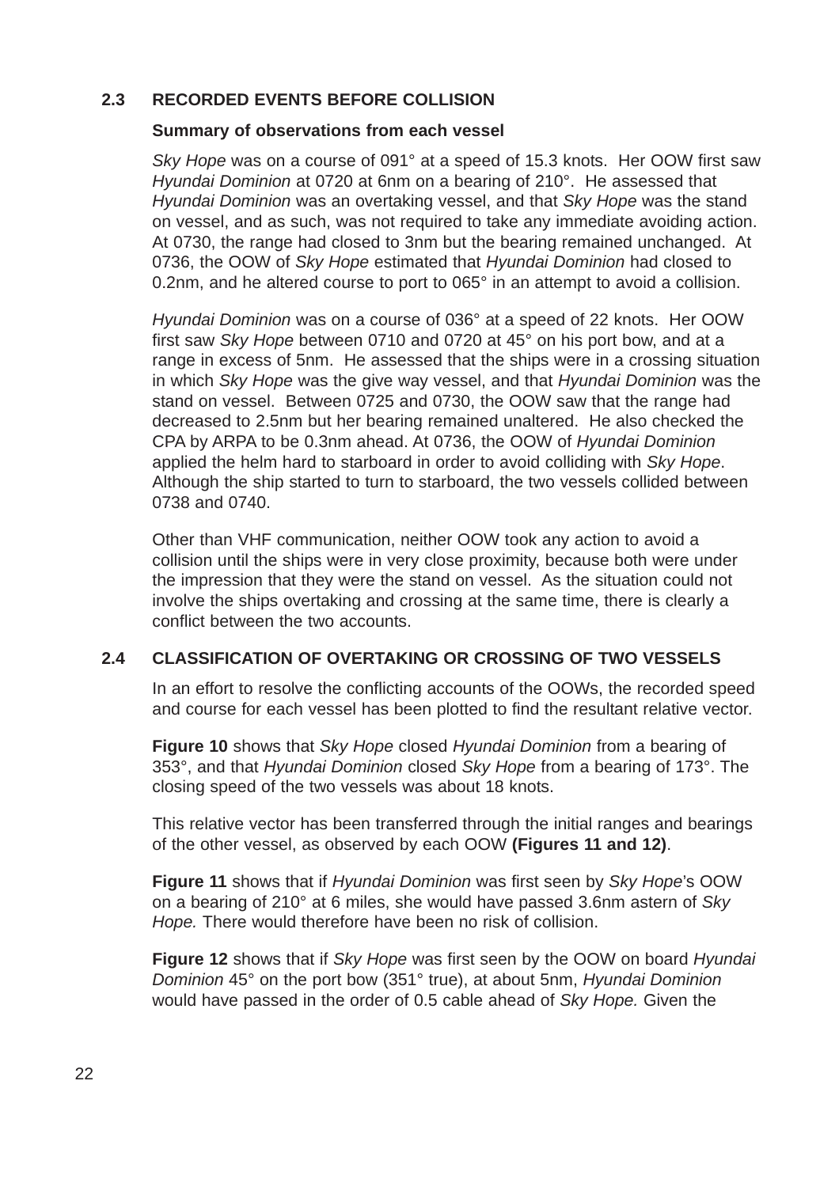## 2.3 RECORDED EVENTS BEFORE COLLISION

**Summary of observations from each vessel**

*Sky Hope* was on a course of 091° at a speed of 15.3 knots. Her OOW first saw *Hyundai Dominion* at 0720 at 6nm on a bearing of 210°. He assessed that *Hyundai Dominion* was an overtaking vessel, and that *Sky Hope* was the stand on vessel, and as such, was not required to take any immediate avoiding action. At 0730, the range had closed to 3nm but the bearing remained unchanged. At 0736, the OOW of *Sky Hope* estimated that *Hyundai Dominion* had closed to 0.2nm, and he altered course to port to 065° in an attempt to avoid a collision.

*Hyundai Dominion* was on a course of 036° at a speed of 22 knots. Her OOW first saw *Sky Hope* between 0710 and 0720 at 45° on his port bow, and at a range in excess of 5nm. He assessed that the ships were in a crossing situation in which *Sky Hope* was the give way vessel, and that *Hyundai Dominion* was the stand on vessel. Between 0725 and 0730, the OOW saw that the range had decreased to 2.5nm but her bearing remained unaltered. He also checked the CPA by ARPA to be 0.3nm ahead. At 0736, the OOW of *Hyundai Dominion* applied the helm hard to starboard in order to avoid colliding with *Sky Hope*. Although the ship started to turn to starboard, the two vessels collided between 0738 and 0740.

Other than VHF communication, neither OOW took any action to avoid a collision until the ships were in very close proximity, because both were under the impression that they were the stand on vessel. As the situation could not involve the ships overtaking and crossing at the same time, there is clearly a conflict between the two accounts.

## 2.4 CLASSIFICATION OF OVERTAKING OR CROSSING OF TWO VESSELS

In an effort to resolve the conflicting accounts of the OOWs, the recorded speed and course for each vessel has been plotted to find the resultant relative vector.

**Figure 10** shows that *Sky Hope* closed *Hyundai Dominion* from a bearing of 353°, and that *Hyundai Dominion* closed *Sky Hope* from a bearing of 173°. The closing speed of the two vessels was about 18 knots.

This relative vector has been transferred through the initial ranges and bearings of the other vessel, as observed by each OOW **(Figures 11 and 12)**.

**Figure 11** shows that if *Hyundai Dominion* was first seen by *Sky Hope*'s OOW on a bearing of 210° at 6 miles, she would have passed 3.6nm astern of *Sky Hope.* There would therefore have been no risk of collision.

**Figure 12** shows that if *Sky Hope* was first seen by the OOW on board *Hyundai Dominion* 45° on the port bow (351° true), at about 5nm, *Hyundai Dominion* would have passed in the order of 0.5 cable ahead of *Sky Hope.* Given the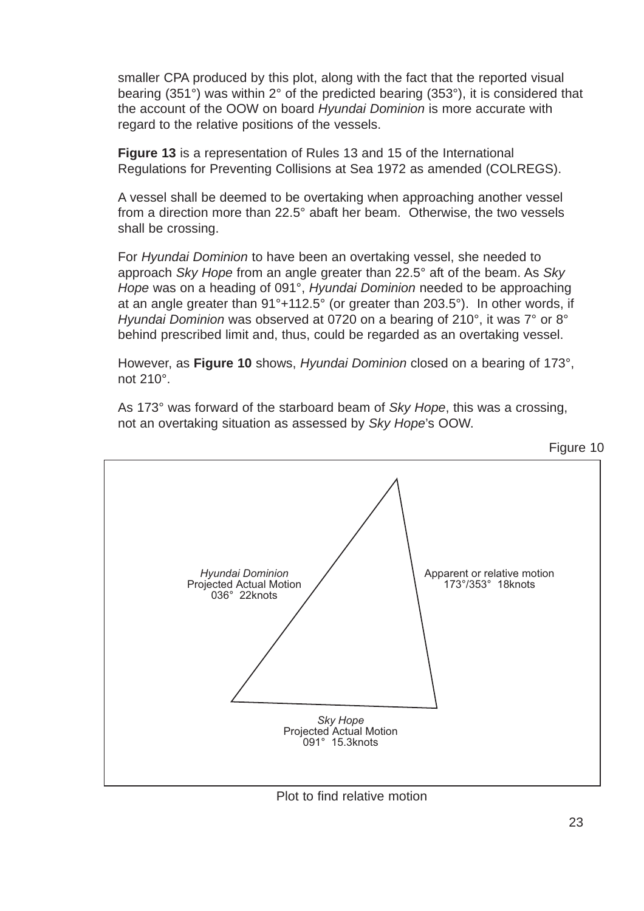smaller CPA produced by this plot, along with the fact that the reported visual bearing (351°) was within 2° of the predicted bearing (353°), it is considered that the account of the OOW on board *Hyundai Dominion* is more accurate with regard to the relative positions of the vessels.

**Figure 13** is a representation of Rules 13 and 15 of the International Regulations for Preventing Collisions at Sea 1972 as amended (COLREGS).

A vessel shall be deemed to be overtaking when approaching another vessel from a direction more than 22.5° abaft her beam. Otherwise, the two vessels shall be crossing.

For *Hyundai Dominion* to have been an overtaking vessel, she needed to approach *Sky Hope* from an angle greater than 22.5° aft of the beam. As *Sky Hope* was on a heading of 091°, *Hyundai Dominion* needed to be approaching at an angle greater than 91°+112.5° (or greater than 203.5°). In other words, if *Hyundai Dominion* was observed at 0720 on a bearing of 210°, it was 7° or 8° behind prescribed limit and, thus, could be regarded as an overtaking vessel.

However, as **Figure 10** shows, *Hyundai Dominion* closed on a bearing of 173°, not 210°.

As 173° was forward of the starboard beam of *Sky Hope*, this was a crossing, not an overtaking situation as assessed by *Sky Hope*'s OOW.

Figure 10

*Hyundai Dominion*
Projected Actual Motion
036° 22knots

Apparent or relative motion
173°/353° 18knots

*Sky Hope*
Projected Actual Motion
091° 15.3knots

Plot to find relative motion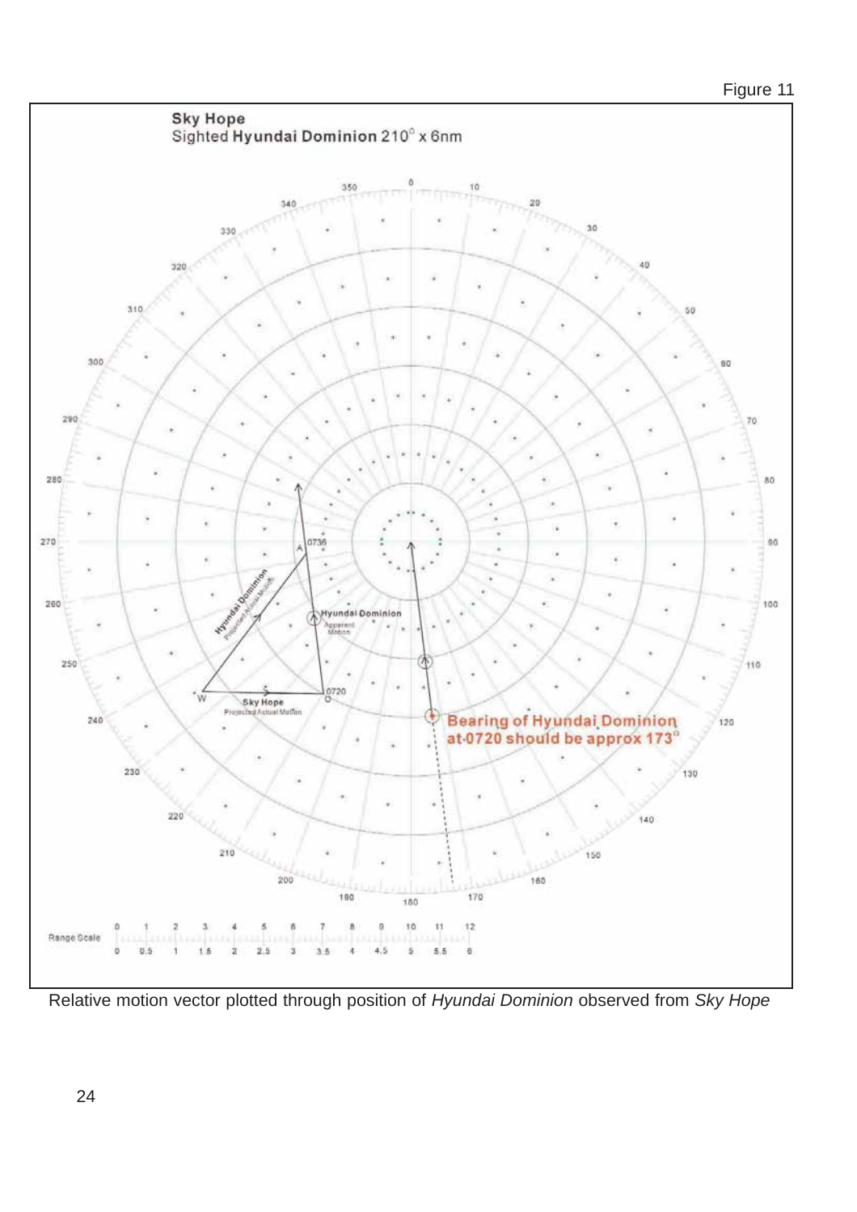Figure 11

**Sky Hope**
Sighted **Hyundai Dominion** 210° x 6nm

Bearing of Hyundai Dominion at 0720 should be approx 173°

Relative motion vector plotted through position of *Hyundai Dominion* observed from *Sky Hope*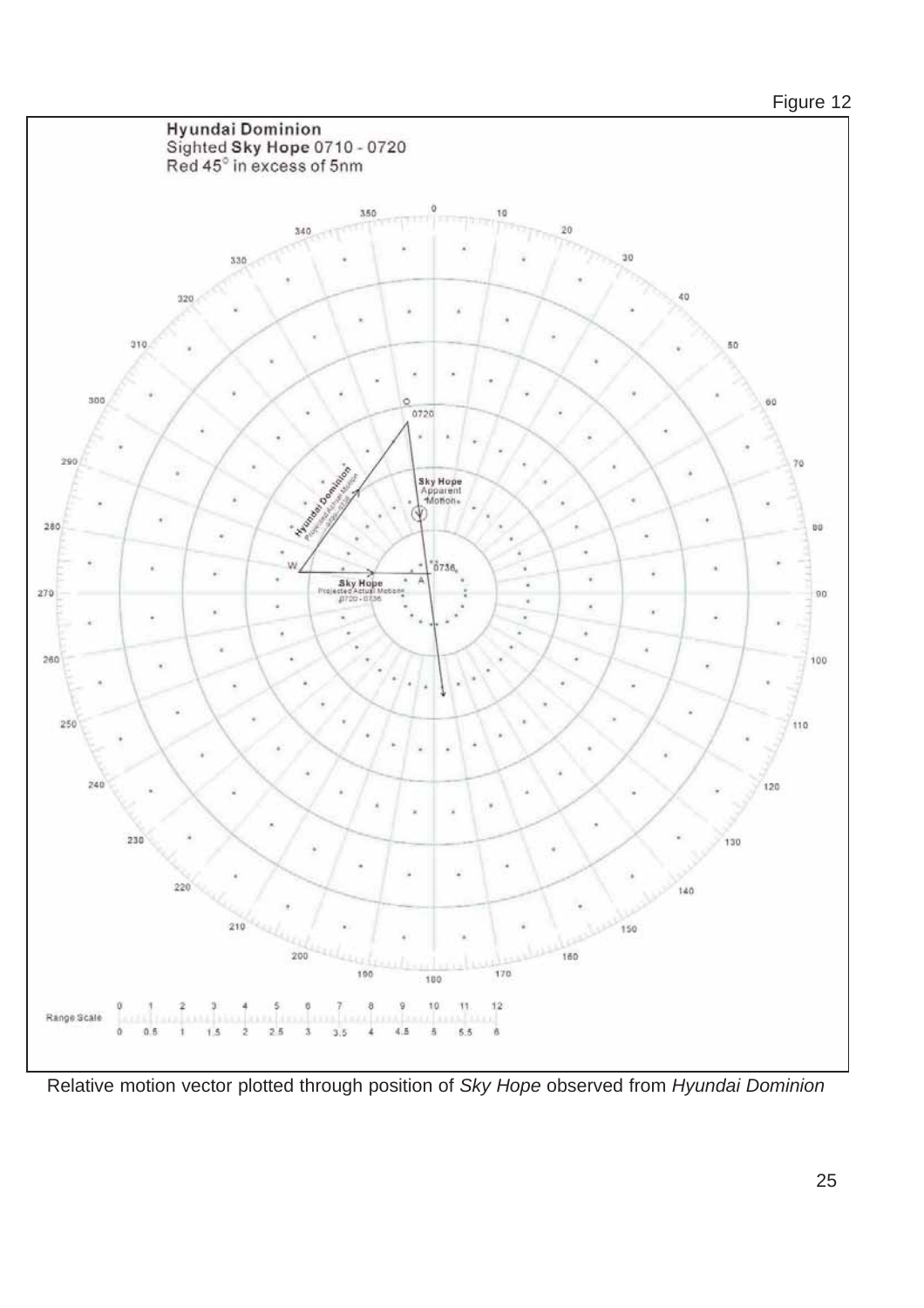Figure 12

**Hyundai Dominion**
Sighted **Sky Hope** 0710 - 0720
Red 45° in excess of 5nm

Relative motion vector plotted through position of *Sky Hope* observed from *Hyundai Dominion*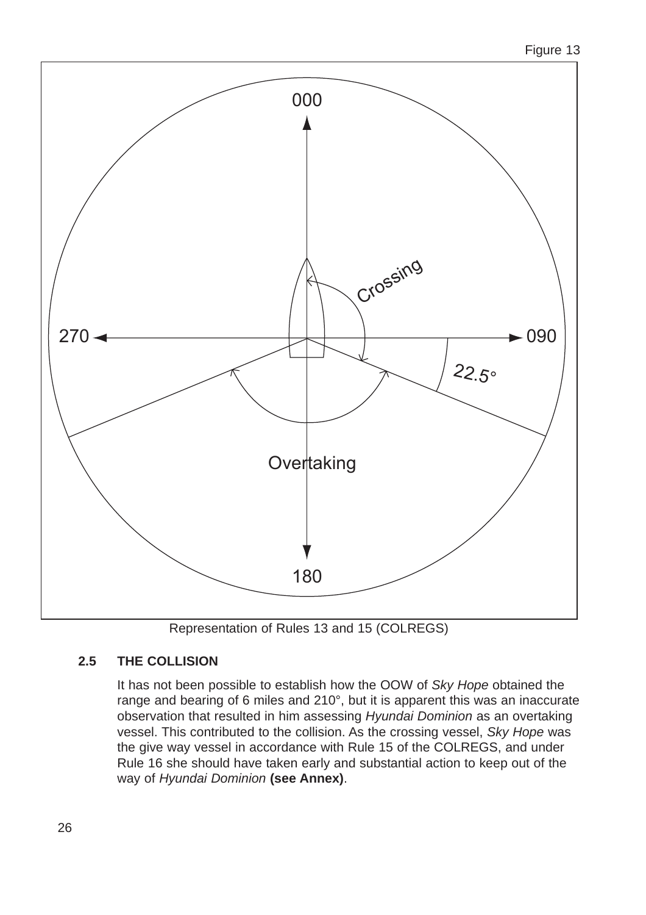Figure 13

Representation of Rules 13 and 15 (COLREGS)

## 2.5 THE COLLISION

It has not been possible to establish how the OOW of *Sky Hope* obtained the range and bearing of 6 miles and 210°, but it is apparent this was an inaccurate observation that resulted in him assessing *Hyundai Dominion* as an overtaking vessel. This contributed to the collision. As the crossing vessel, *Sky Hope* was the give way vessel in accordance with Rule 15 of the COLREGS, and under Rule 16 she should have taken early and substantial action to keep out of the way of *Hyundai Dominion* **(see Annex)**.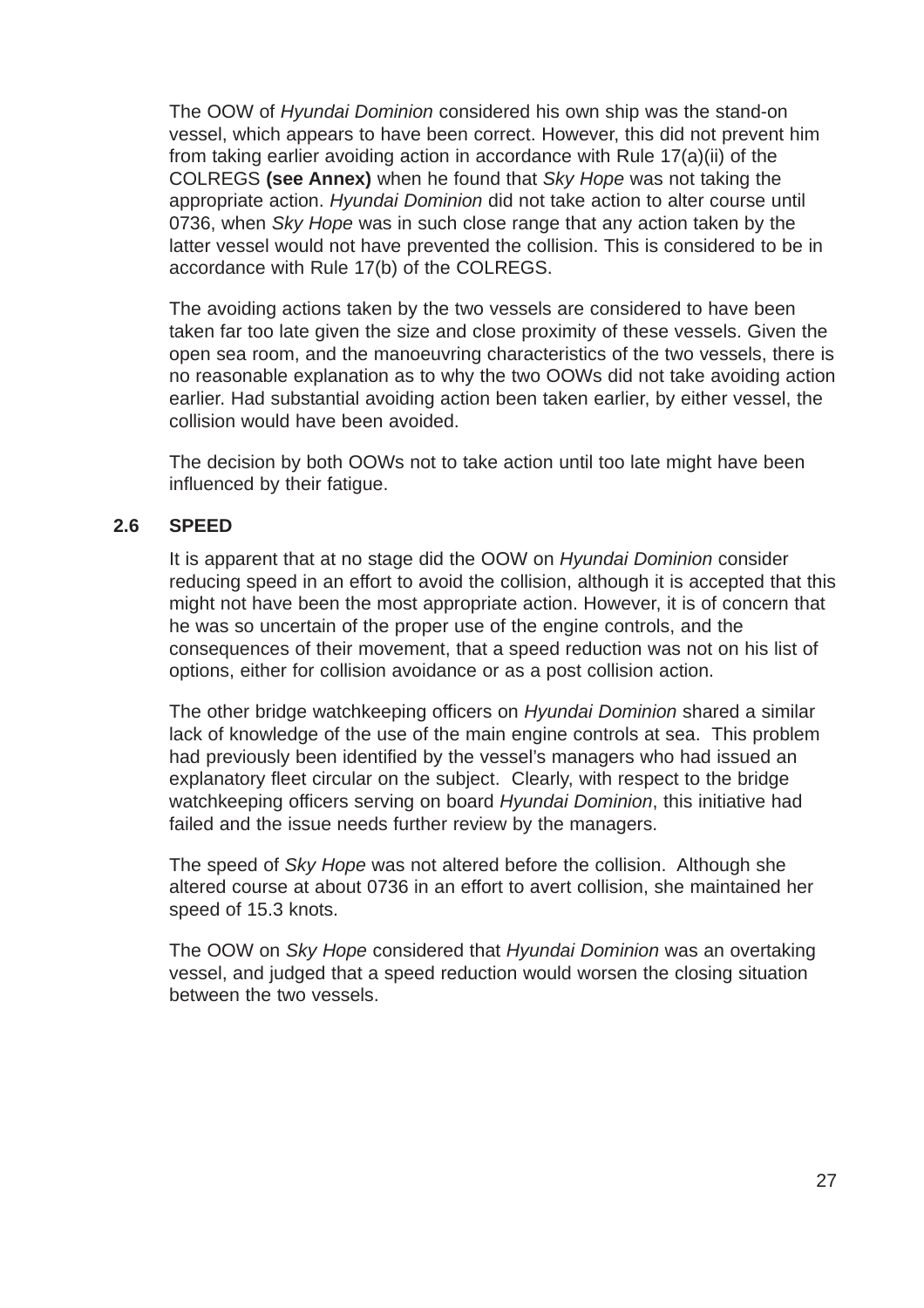The OOW of *Hyundai Dominion* considered his own ship was the stand-on vessel, which appears to have been correct. However, this did not prevent him from taking earlier avoiding action in accordance with Rule 17(a)(ii) of the COLREGS **(see Annex)** when he found that *Sky Hope* was not taking the appropriate action. *Hyundai Dominion* did not take action to alter course until 0736, when *Sky Hope* was in such close range that any action taken by the latter vessel would not have prevented the collision. This is considered to be in accordance with Rule 17(b) of the COLREGS.

The avoiding actions taken by the two vessels are considered to have been taken far too late given the size and close proximity of these vessels. Given the open sea room, and the manoeuvring characteristics of the two vessels, there is no reasonable explanation as to why the two OOWs did not take avoiding action earlier. Had substantial avoiding action been taken earlier, by either vessel, the collision would have been avoided.

The decision by both OOWs not to take action until too late might have been influenced by their fatigue.

## 2.6 SPEED

It is apparent that at no stage did the OOW on *Hyundai Dominion* consider reducing speed in an effort to avoid the collision, although it is accepted that this might not have been the most appropriate action. However, it is of concern that he was so uncertain of the proper use of the engine controls, and the consequences of their movement, that a speed reduction was not on his list of options, either for collision avoidance or as a post collision action.

The other bridge watchkeeping officers on *Hyundai Dominion* shared a similar lack of knowledge of the use of the main engine controls at sea. This problem had previously been identified by the vessel's managers who had issued an explanatory fleet circular on the subject. Clearly, with respect to the bridge watchkeeping officers serving on board *Hyundai Dominion*, this initiative had failed and the issue needs further review by the managers.

The speed of *Sky Hope* was not altered before the collision. Although she altered course at about 0736 in an effort to avert collision, she maintained her speed of 15.3 knots.

The OOW on *Sky Hope* considered that *Hyundai Dominion* was an overtaking vessel, and judged that a speed reduction would worsen the closing situation between the two vessels.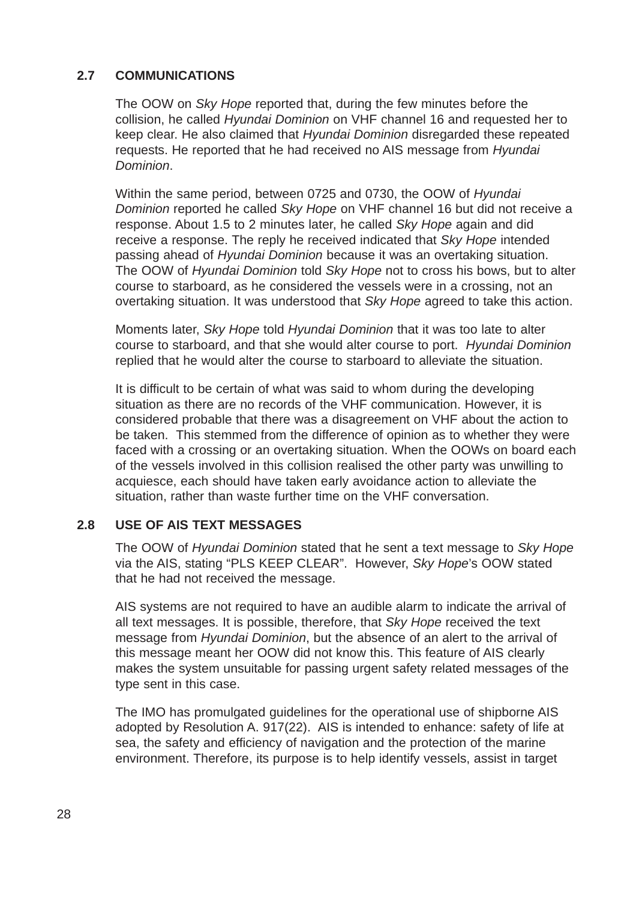## 2.7 COMMUNICATIONS

The OOW on *Sky Hope* reported that, during the few minutes before the collision, he called *Hyundai Dominion* on VHF channel 16 and requested her to keep clear. He also claimed that *Hyundai Dominion* disregarded these repeated requests. He reported that he had received no AIS message from *Hyundai Dominion*.

Within the same period, between 0725 and 0730, the OOW of *Hyundai Dominion* reported he called *Sky Hope* on VHF channel 16 but did not receive a response. About 1.5 to 2 minutes later, he called *Sky Hope* again and did receive a response. The reply he received indicated that *Sky Hope* intended passing ahead of *Hyundai Dominion* because it was an overtaking situation. The OOW of *Hyundai Dominion* told *Sky Hope* not to cross his bows, but to alter course to starboard, as he considered the vessels were in a crossing, not an overtaking situation. It was understood that *Sky Hope* agreed to take this action.

Moments later, *Sky Hope* told *Hyundai Dominion* that it was too late to alter course to starboard, and that she would alter course to port. *Hyundai Dominion* replied that he would alter the course to starboard to alleviate the situation.

It is difficult to be certain of what was said to whom during the developing situation as there are no records of the VHF communication. However, it is considered probable that there was a disagreement on VHF about the action to be taken. This stemmed from the difference of opinion as to whether they were faced with a crossing or an overtaking situation. When the OOWs on board each of the vessels involved in this collision realised the other party was unwilling to acquiesce, each should have taken early avoidance action to alleviate the situation, rather than waste further time on the VHF conversation.

## 2.8 USE OF AIS TEXT MESSAGES

The OOW of *Hyundai Dominion* stated that he sent a text message to *Sky Hope* via the AIS, stating "PLS KEEP CLEAR". However, *Sky Hope*'s OOW stated that he had not received the message.

AIS systems are not required to have an audible alarm to indicate the arrival of all text messages. It is possible, therefore, that *Sky Hope* received the text message from *Hyundai Dominion*, but the absence of an alert to the arrival of this message meant her OOW did not know this. This feature of AIS clearly makes the system unsuitable for passing urgent safety related messages of the type sent in this case.

The IMO has promulgated guidelines for the operational use of shipborne AIS adopted by Resolution A. 917(22). AIS is intended to enhance: safety of life at sea, the safety and efficiency of navigation and the protection of the marine environment. Therefore, its purpose is to help identify vessels, assist in target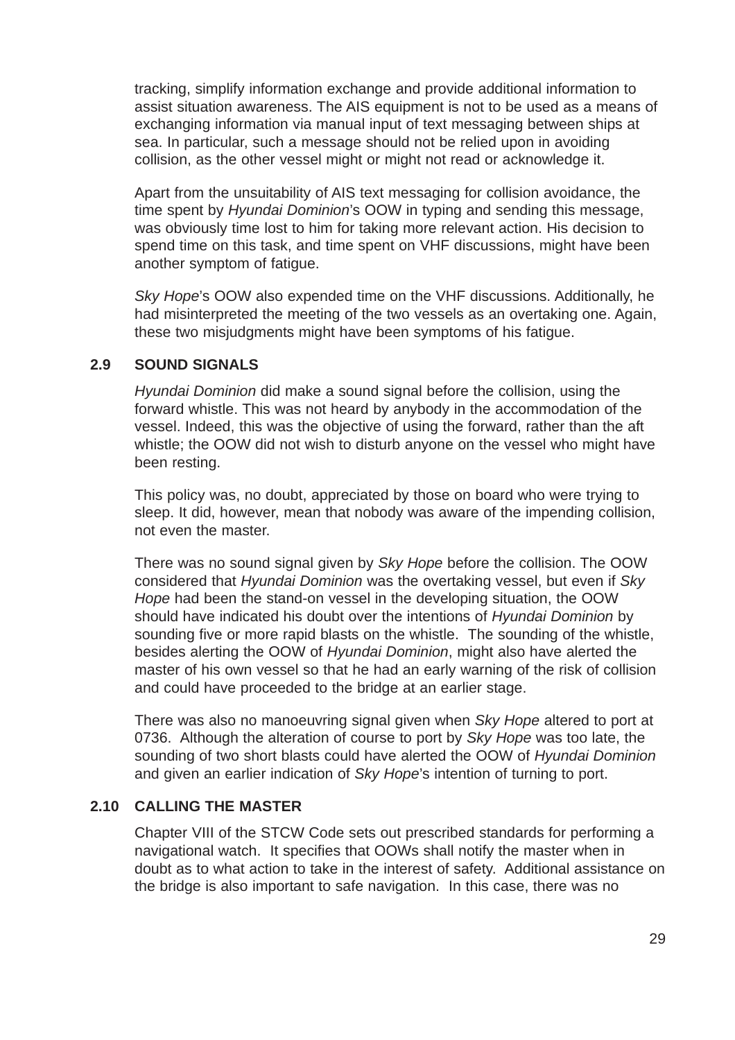tracking, simplify information exchange and provide additional information to assist situation awareness. The AIS equipment is not to be used as a means of exchanging information via manual input of text messaging between ships at sea. In particular, such a message should not be relied upon in avoiding collision, as the other vessel might or might not read or acknowledge it.

Apart from the unsuitability of AIS text messaging for collision avoidance, the time spent by *Hyundai Dominion*'s OOW in typing and sending this message, was obviously time lost to him for taking more relevant action. His decision to spend time on this task, and time spent on VHF discussions, might have been another symptom of fatigue.

*Sky Hope*'s OOW also expended time on the VHF discussions. Additionally, he had misinterpreted the meeting of the two vessels as an overtaking one. Again, these two misjudgments might have been symptoms of his fatigue.

## 2.9 SOUND SIGNALS

*Hyundai Dominion* did make a sound signal before the collision, using the forward whistle. This was not heard by anybody in the accommodation of the vessel. Indeed, this was the objective of using the forward, rather than the aft whistle; the OOW did not wish to disturb anyone on the vessel who might have been resting.

This policy was, no doubt, appreciated by those on board who were trying to sleep. It did, however, mean that nobody was aware of the impending collision, not even the master.

There was no sound signal given by *Sky Hope* before the collision. The OOW considered that *Hyundai Dominion* was the overtaking vessel, but even if *Sky Hope* had been the stand-on vessel in the developing situation, the OOW should have indicated his doubt over the intentions of *Hyundai Dominion* by sounding five or more rapid blasts on the whistle. The sounding of the whistle, besides alerting the OOW of *Hyundai Dominion*, might also have alerted the master of his own vessel so that he had an early warning of the risk of collision and could have proceeded to the bridge at an earlier stage.

There was also no manoeuvring signal given when *Sky Hope* altered to port at 0736. Although the alteration of course to port by *Sky Hope* was too late, the sounding of two short blasts could have alerted the OOW of *Hyundai Dominion* and given an earlier indication of *Sky Hope*'s intention of turning to port.

## 2.10 CALLING THE MASTER

Chapter VIII of the STCW Code sets out prescribed standards for performing a navigational watch. It specifies that OOWs shall notify the master when in doubt as to what action to take in the interest of safety. Additional assistance on the bridge is also important to safe navigation. In this case, there was no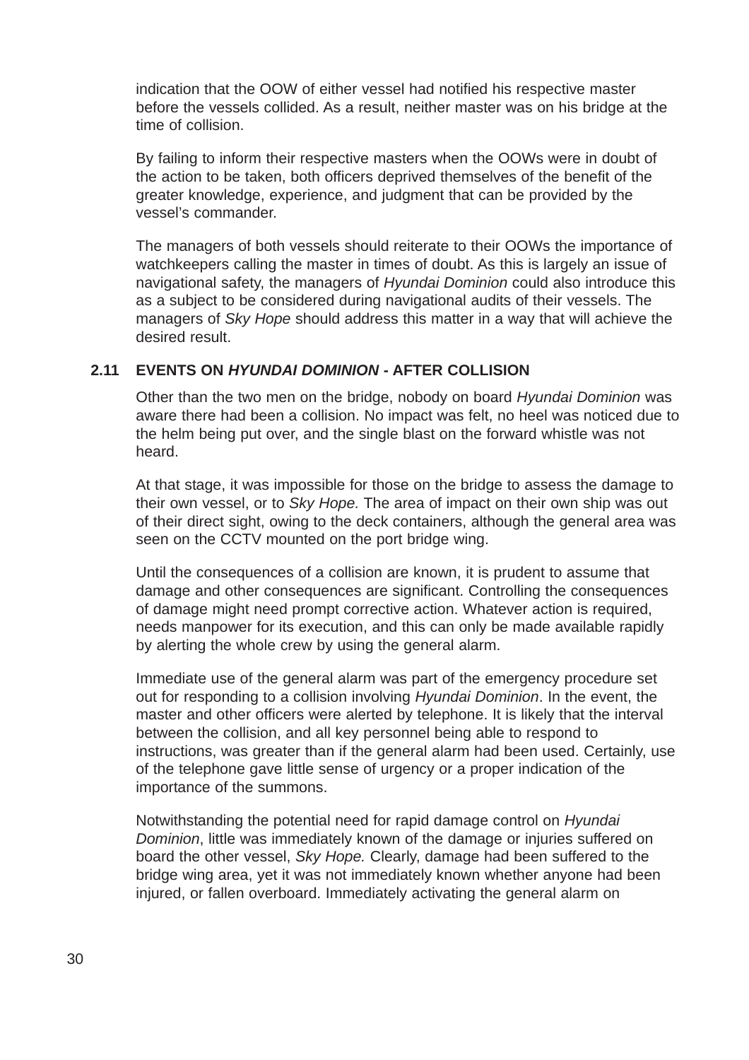indication that the OOW of either vessel had notified his respective master before the vessels collided. As a result, neither master was on his bridge at the time of collision.

By failing to inform their respective masters when the OOWs were in doubt of the action to be taken, both officers deprived themselves of the benefit of the greater knowledge, experience, and judgment that can be provided by the vessel's commander.

The managers of both vessels should reiterate to their OOWs the importance of watchkeepers calling the master in times of doubt. As this is largely an issue of navigational safety, the managers of *Hyundai Dominion* could also introduce this as a subject to be considered during navigational audits of their vessels. The managers of *Sky Hope* should address this matter in a way that will achieve the desired result.

## 2.11 EVENTS ON *HYUNDAI DOMINION* - AFTER COLLISION

Other than the two men on the bridge, nobody on board *Hyundai Dominion* was aware there had been a collision. No impact was felt, no heel was noticed due to the helm being put over, and the single blast on the forward whistle was not heard.

At that stage, it was impossible for those on the bridge to assess the damage to their own vessel, or to *Sky Hope.* The area of impact on their own ship was out of their direct sight, owing to the deck containers, although the general area was seen on the CCTV mounted on the port bridge wing.

Until the consequences of a collision are known, it is prudent to assume that damage and other consequences are significant. Controlling the consequences of damage might need prompt corrective action. Whatever action is required, needs manpower for its execution, and this can only be made available rapidly by alerting the whole crew by using the general alarm.

Immediate use of the general alarm was part of the emergency procedure set out for responding to a collision involving *Hyundai Dominion*. In the event, the master and other officers were alerted by telephone. It is likely that the interval between the collision, and all key personnel being able to respond to instructions, was greater than if the general alarm had been used. Certainly, use of the telephone gave little sense of urgency or a proper indication of the importance of the summons.

Notwithstanding the potential need for rapid damage control on *Hyundai Dominion*, little was immediately known of the damage or injuries suffered on board the other vessel, *Sky Hope.* Clearly, damage had been suffered to the bridge wing area, yet it was not immediately known whether anyone had been injured, or fallen overboard. Immediately activating the general alarm on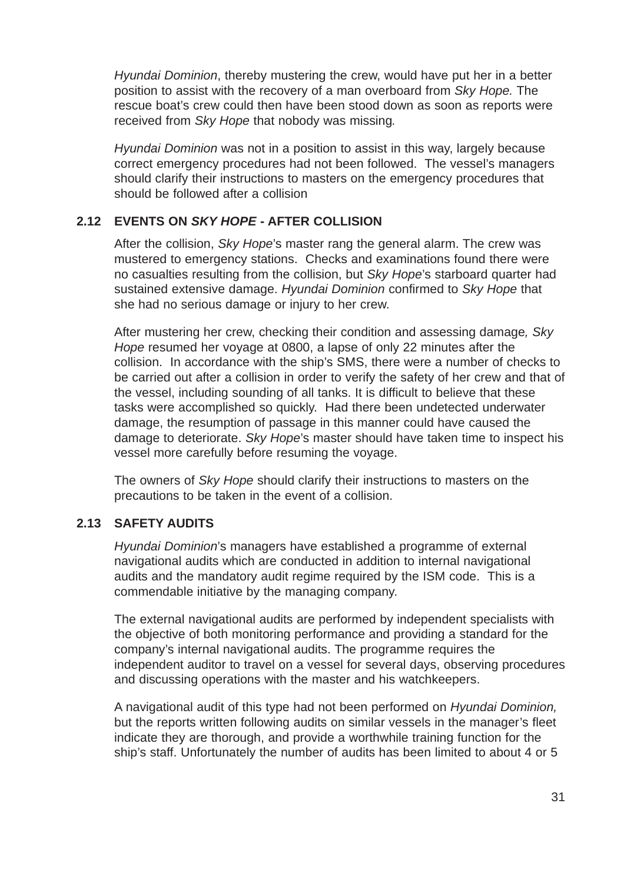*Hyundai Dominion*, thereby mustering the crew, would have put her in a better position to assist with the recovery of a man overboard from *Sky Hope.* The rescue boat's crew could then have been stood down as soon as reports were received from *Sky Hope* that nobody was missing*.*

*Hyundai Dominion* was not in a position to assist in this way, largely because correct emergency procedures had not been followed. The vessel's managers should clarify their instructions to masters on the emergency procedures that should be followed after a collision

## 2.12 EVENTS ON *SKY HOPE* - AFTER COLLISION

After the collision, *Sky Hope*'s master rang the general alarm. The crew was mustered to emergency stations. Checks and examinations found there were no casualties resulting from the collision, but *Sky Hope*'s starboard quarter had sustained extensive damage. *Hyundai Dominion* confirmed to *Sky Hope* that she had no serious damage or injury to her crew.

After mustering her crew, checking their condition and assessing damage*, Sky Hope* resumed her voyage at 0800, a lapse of only 22 minutes after the collision. In accordance with the ship's SMS, there were a number of checks to be carried out after a collision in order to verify the safety of her crew and that of the vessel, including sounding of all tanks. It is difficult to believe that these tasks were accomplished so quickly. Had there been undetected underwater damage, the resumption of passage in this manner could have caused the damage to deteriorate. *Sky Hope*'s master should have taken time to inspect his vessel more carefully before resuming the voyage.

The owners of *Sky Hope* should clarify their instructions to masters on the precautions to be taken in the event of a collision.

## 2.13 SAFETY AUDITS

*Hyundai Dominion*'s managers have established a programme of external navigational audits which are conducted in addition to internal navigational audits and the mandatory audit regime required by the ISM code. This is a commendable initiative by the managing company.

The external navigational audits are performed by independent specialists with the objective of both monitoring performance and providing a standard for the company's internal navigational audits. The programme requires the independent auditor to travel on a vessel for several days, observing procedures and discussing operations with the master and his watchkeepers.

A navigational audit of this type had not been performed on *Hyundai Dominion,* but the reports written following audits on similar vessels in the manager's fleet indicate they are thorough, and provide a worthwhile training function for the ship's staff. Unfortunately the number of audits has been limited to about 4 or 5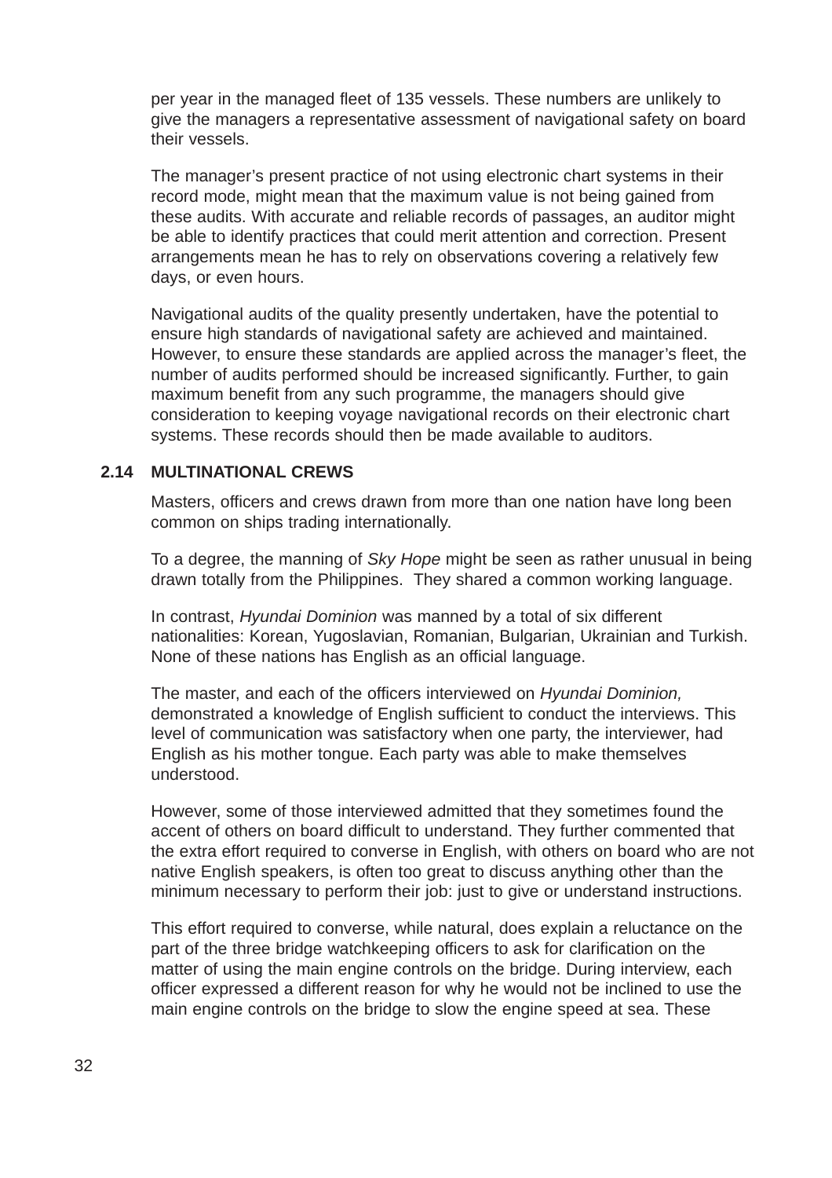per year in the managed fleet of 135 vessels. These numbers are unlikely to give the managers a representative assessment of navigational safety on board their vessels.

The manager's present practice of not using electronic chart systems in their record mode, might mean that the maximum value is not being gained from these audits. With accurate and reliable records of passages, an auditor might be able to identify practices that could merit attention and correction. Present arrangements mean he has to rely on observations covering a relatively few days, or even hours.

Navigational audits of the quality presently undertaken, have the potential to ensure high standards of navigational safety are achieved and maintained. However, to ensure these standards are applied across the manager's fleet, the number of audits performed should be increased significantly. Further, to gain maximum benefit from any such programme, the managers should give consideration to keeping voyage navigational records on their electronic chart systems. These records should then be made available to auditors.

## 2.14 MULTINATIONAL CREWS

Masters, officers and crews drawn from more than one nation have long been common on ships trading internationally.

To a degree, the manning of *Sky Hope* might be seen as rather unusual in being drawn totally from the Philippines. They shared a common working language.

In contrast, *Hyundai Dominion* was manned by a total of six different nationalities: Korean, Yugoslavian, Romanian, Bulgarian, Ukrainian and Turkish. None of these nations has English as an official language.

The master, and each of the officers interviewed on *Hyundai Dominion,* demonstrated a knowledge of English sufficient to conduct the interviews. This level of communication was satisfactory when one party, the interviewer, had English as his mother tongue. Each party was able to make themselves understood.

However, some of those interviewed admitted that they sometimes found the accent of others on board difficult to understand. They further commented that the extra effort required to converse in English, with others on board who are not native English speakers, is often too great to discuss anything other than the minimum necessary to perform their job: just to give or understand instructions.

This effort required to converse, while natural, does explain a reluctance on the part of the three bridge watchkeeping officers to ask for clarification on the matter of using the main engine controls on the bridge. During interview, each officer expressed a different reason for why he would not be inclined to use the main engine controls on the bridge to slow the engine speed at sea. These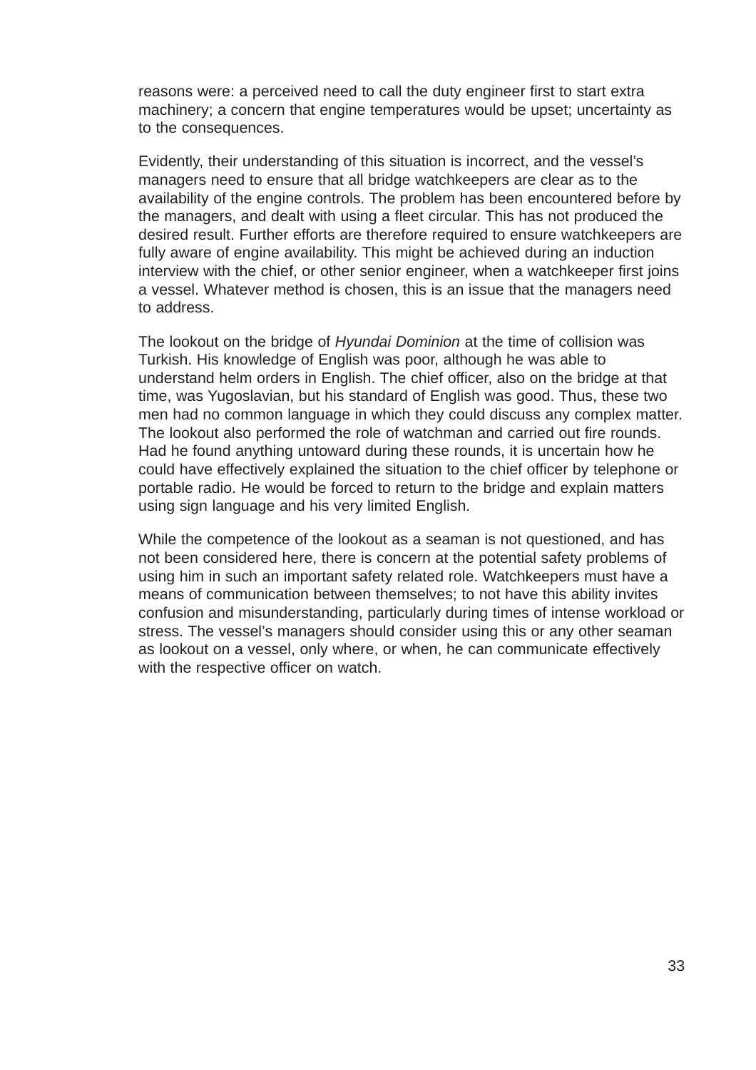reasons were: a perceived need to call the duty engineer first to start extra machinery; a concern that engine temperatures would be upset; uncertainty as to the consequences.

Evidently, their understanding of this situation is incorrect, and the vessel's managers need to ensure that all bridge watchkeepers are clear as to the availability of the engine controls. The problem has been encountered before by the managers, and dealt with using a fleet circular. This has not produced the desired result. Further efforts are therefore required to ensure watchkeepers are fully aware of engine availability. This might be achieved during an induction interview with the chief, or other senior engineer, when a watchkeeper first joins a vessel. Whatever method is chosen, this is an issue that the managers need to address.

The lookout on the bridge of *Hyundai Dominion* at the time of collision was Turkish. His knowledge of English was poor, although he was able to understand helm orders in English. The chief officer, also on the bridge at that time, was Yugoslavian, but his standard of English was good. Thus, these two men had no common language in which they could discuss any complex matter. The lookout also performed the role of watchman and carried out fire rounds. Had he found anything untoward during these rounds, it is uncertain how he could have effectively explained the situation to the chief officer by telephone or portable radio. He would be forced to return to the bridge and explain matters using sign language and his very limited English.

While the competence of the lookout as a seaman is not questioned, and has not been considered here, there is concern at the potential safety problems of using him in such an important safety related role. Watchkeepers must have a means of communication between themselves; to not have this ability invites confusion and misunderstanding, particularly during times of intense workload or stress. The vessel's managers should consider using this or any other seaman as lookout on a vessel, only where, or when, he can communicate effectively with the respective officer on watch.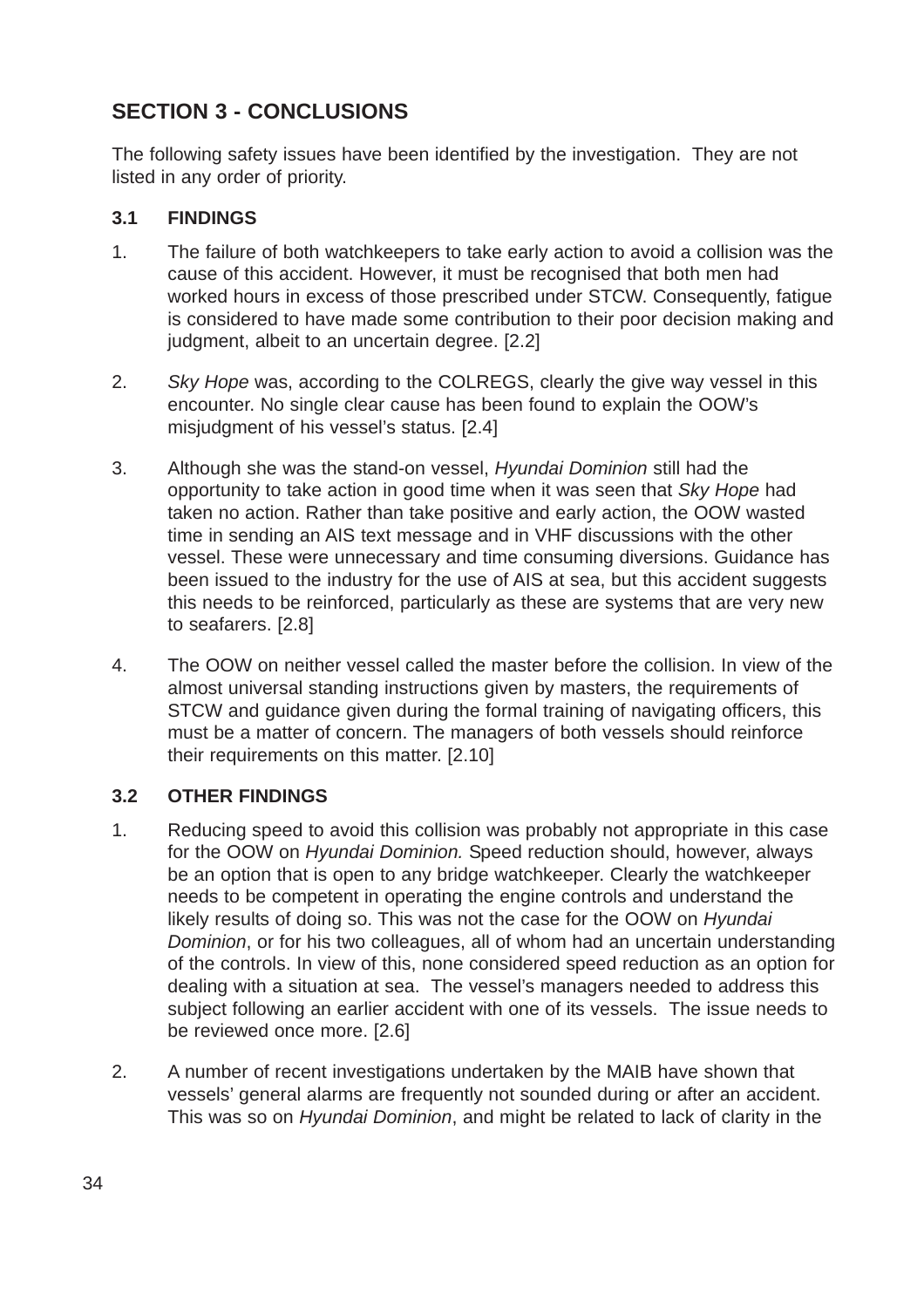## SECTION 3 - CONCLUSIONS

The following safety issues have been identified by the investigation. They are not listed in any order of priority.

### 3.1 FINDINGS

1. The failure of both watchkeepers to take early action to avoid a collision was the cause of this accident. However, it must be recognised that both men had worked hours in excess of those prescribed under STCW. Consequently, fatigue is considered to have made some contribution to their poor decision making and judgment, albeit to an uncertain degree. [2.2]

2. *Sky Hope* was, according to the COLREGS, clearly the give way vessel in this encounter. No single clear cause has been found to explain the OOW's misjudgment of his vessel's status. [2.4]

3. Although she was the stand-on vessel, *Hyundai Dominion* still had the opportunity to take action in good time when it was seen that *Sky Hope* had taken no action. Rather than take positive and early action, the OOW wasted time in sending an AIS text message and in VHF discussions with the other vessel. These were unnecessary and time consuming diversions. Guidance has been issued to the industry for the use of AIS at sea, but this accident suggests this needs to be reinforced, particularly as these are systems that are very new to seafarers. [2.8]

4. The OOW on neither vessel called the master before the collision. In view of the almost universal standing instructions given by masters, the requirements of STCW and guidance given during the formal training of navigating officers, this must be a matter of concern. The managers of both vessels should reinforce their requirements on this matter. [2.10]

### 3.2 OTHER FINDINGS

1. Reducing speed to avoid this collision was probably not appropriate in this case for the OOW on *Hyundai Dominion.* Speed reduction should, however, always be an option that is open to any bridge watchkeeper. Clearly the watchkeeper needs to be competent in operating the engine controls and understand the likely results of doing so. This was not the case for the OOW on *Hyundai Dominion*, or for his two colleagues, all of whom had an uncertain understanding of the controls. In view of this, none considered speed reduction as an option for dealing with a situation at sea. The vessel's managers needed to address this subject following an earlier accident with one of its vessels. The issue needs to be reviewed once more. [2.6]

2. A number of recent investigations undertaken by the MAIB have shown that vessels' general alarms are frequently not sounded during or after an accident. This was so on *Hyundai Dominion*, and might be related to lack of clarity in the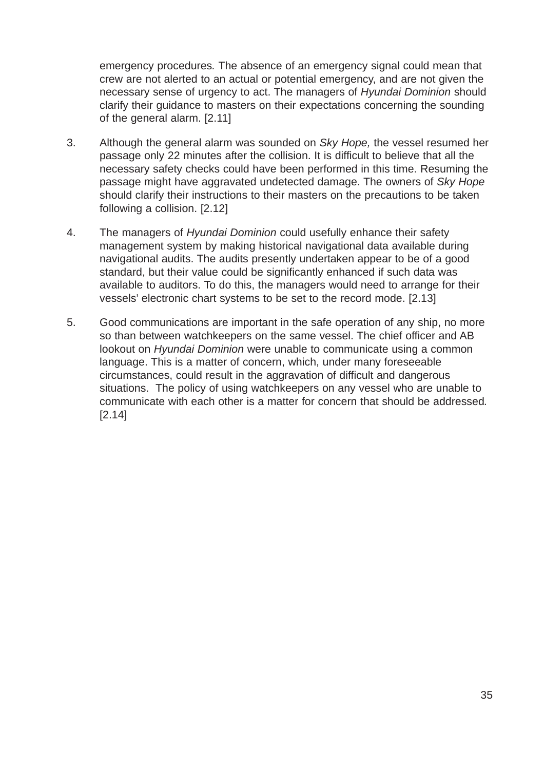emergency procedures. The absence of an emergency signal could mean that crew are not alerted to an actual or potential emergency, and are not given the necessary sense of urgency to act. The managers of *Hyundai Dominion* should clarify their guidance to masters on their expectations concerning the sounding of the general alarm. [2.11]

3. Although the general alarm was sounded on *Sky Hope,* the vessel resumed her passage only 22 minutes after the collision. It is difficult to believe that all the necessary safety checks could have been performed in this time. Resuming the passage might have aggravated undetected damage. The owners of *Sky Hope* should clarify their instructions to their masters on the precautions to be taken following a collision. [2.12]

4. The managers of *Hyundai Dominion* could usefully enhance their safety management system by making historical navigational data available during navigational audits. The audits presently undertaken appear to be of a good standard, but their value could be significantly enhanced if such data was available to auditors. To do this, the managers would need to arrange for their vessels' electronic chart systems to be set to the record mode. [2.13]

5. Good communications are important in the safe operation of any ship, no more so than between watchkeepers on the same vessel. The chief officer and AB lookout on *Hyundai Dominion* were unable to communicate using a common language. This is a matter of concern, which, under many foreseeable circumstances, could result in the aggravation of difficult and dangerous situations. The policy of using watchkeepers on any vessel who are unable to communicate with each other is a matter for concern that should be addressed. [2.14]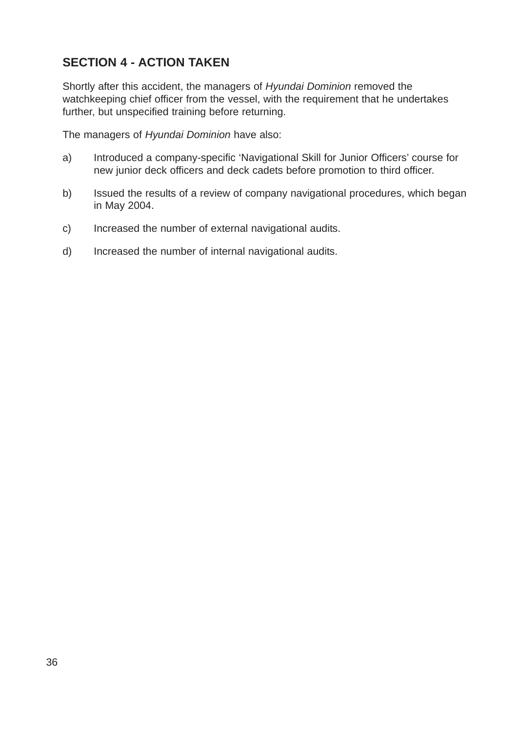## SECTION 4 - ACTION TAKEN

Shortly after this accident, the managers of *Hyundai Dominion* removed the watchkeeping chief officer from the vessel, with the requirement that he undertakes further, but unspecified training before returning.

The managers of *Hyundai Dominion* have also:

a) Introduced a company-specific 'Navigational Skill for Junior Officers' course for new junior deck officers and deck cadets before promotion to third officer.

b) Issued the results of a review of company navigational procedures, which began in May 2004.

c) Increased the number of external navigational audits.

d) Increased the number of internal navigational audits.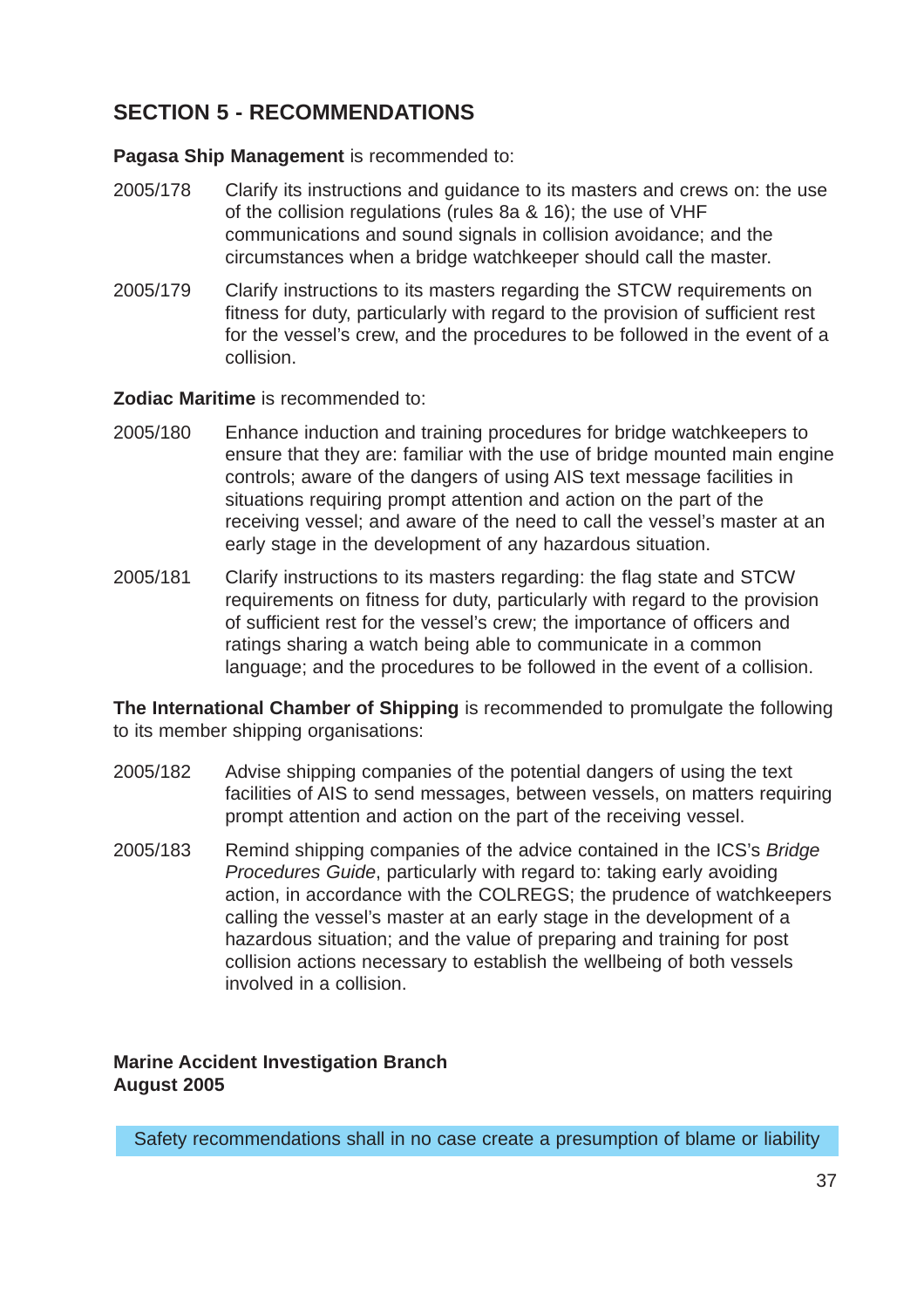## SECTION 5 - RECOMMENDATIONS

**Pagasa Ship Management** is recommended to:

2005/178 Clarify its instructions and guidance to its masters and crews on: the use of the collision regulations (rules 8a & 16); the use of VHF communications and sound signals in collision avoidance; and the circumstances when a bridge watchkeeper should call the master.

2005/179 Clarify instructions to its masters regarding the STCW requirements on fitness for duty, particularly with regard to the provision of sufficient rest for the vessel's crew, and the procedures to be followed in the event of a collision.

**Zodiac Maritime** is recommended to:

2005/180 Enhance induction and training procedures for bridge watchkeepers to ensure that they are: familiar with the use of bridge mounted main engine controls; aware of the dangers of using AIS text message facilities in situations requiring prompt attention and action on the part of the receiving vessel; and aware of the need to call the vessel's master at an early stage in the development of any hazardous situation.

2005/181 Clarify instructions to its masters regarding: the flag state and STCW requirements on fitness for duty, particularly with regard to the provision of sufficient rest for the vessel's crew; the importance of officers and ratings sharing a watch being able to communicate in a common language; and the procedures to be followed in the event of a collision.

**The International Chamber of Shipping** is recommended to promulgate the following to its member shipping organisations:

2005/182 Advise shipping companies of the potential dangers of using the text facilities of AIS to send messages, between vessels, on matters requiring prompt attention and action on the part of the receiving vessel.

2005/183 Remind shipping companies of the advice contained in the ICS's *Bridge Procedures Guide*, particularly with regard to: taking early avoiding action, in accordance with the COLREGS; the prudence of watchkeepers calling the vessel's master at an early stage in the development of a hazardous situation; and the value of preparing and training for post collision actions necessary to establish the wellbeing of both vessels involved in a collision.

**Marine Accident Investigation Branch**
**August 2005**

Safety recommendations shall in no case create a presumption of blame or liability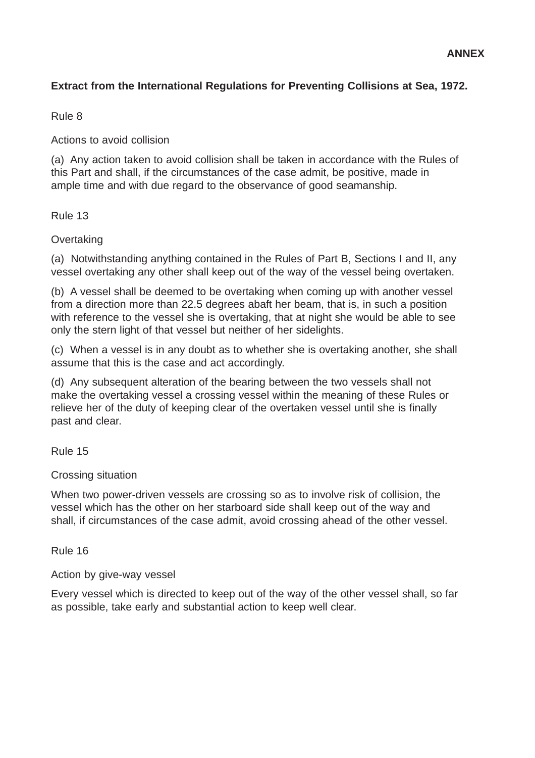**ANNEX**

**Extract from the International Regulations for Preventing Collisions at Sea, 1972.**

Rule 8

Actions to avoid collision

(a) Any action taken to avoid collision shall be taken in accordance with the Rules of this Part and shall, if the circumstances of the case admit, be positive, made in ample time and with due regard to the observance of good seamanship.

Rule 13

Overtaking

(a) Notwithstanding anything contained in the Rules of Part B, Sections I and II, any vessel overtaking any other shall keep out of the way of the vessel being overtaken.

(b) A vessel shall be deemed to be overtaking when coming up with another vessel from a direction more than 22.5 degrees abaft her beam, that is, in such a position with reference to the vessel she is overtaking, that at night she would be able to see only the stern light of that vessel but neither of her sidelights.

(c) When a vessel is in any doubt as to whether she is overtaking another, she shall assume that this is the case and act accordingly.

(d) Any subsequent alteration of the bearing between the two vessels shall not make the overtaking vessel a crossing vessel within the meaning of these Rules or relieve her of the duty of keeping clear of the overtaken vessel until she is finally past and clear.

Rule 15

Crossing situation

When two power-driven vessels are crossing so as to involve risk of collision, the vessel which has the other on her starboard side shall keep out of the way and shall, if circumstances of the case admit, avoid crossing ahead of the other vessel.

Rule 16

Action by give-way vessel

Every vessel which is directed to keep out of the way of the other vessel shall, so far as possible, take early and substantial action to keep well clear.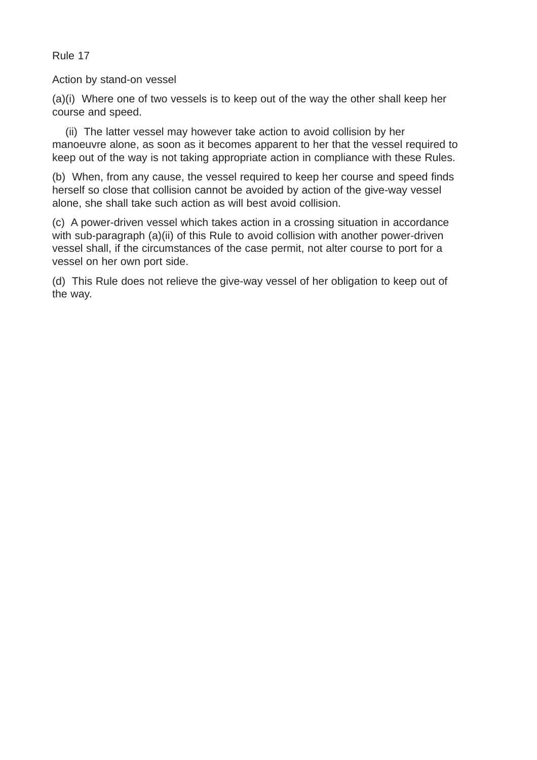## Rule 17

### Action by stand-on vessel

(a)(i) Where one of two vessels is to keep out of the way the other shall keep her course and speed.

(ii) The latter vessel may however take action to avoid collision by her manoeuvre alone, as soon as it becomes apparent to her that the vessel required to keep out of the way is not taking appropriate action in compliance with these Rules.

(b) When, from any cause, the vessel required to keep her course and speed finds herself so close that collision cannot be avoided by action of the give-way vessel alone, she shall take such action as will best avoid collision.

(c) A power-driven vessel which takes action in a crossing situation in accordance with sub-paragraph (a)(ii) of this Rule to avoid collision with another power-driven vessel shall, if the circumstances of the case permit, not alter course to port for a vessel on her own port side.

(d) This Rule does not relieve the give-way vessel of her obligation to keep out of the way.